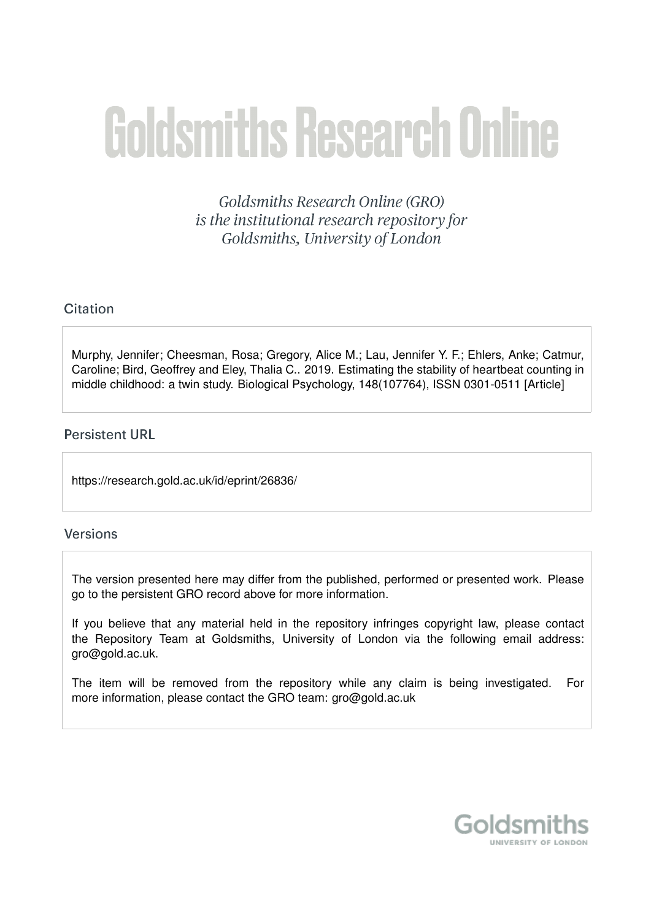# Goldsmiths Research Online

*Goldsmiths Research Online (GRO) is the institutional research repository for Goldsmiths, University of London*

## Citation

Murphy, Jennifer; Cheesman, Rosa; Gregory, Alice M.; Lau, Jennifer Y. F.; Ehlers, Anke; Catmur, Caroline; Bird, Geoffrey and Eley, Thalia C.. 2019. Estimating the stability of heartbeat counting in middle childhood: a twin study. Biological Psychology, 148(107764), ISSN 0301-0511 [Article]

## Persistent URL

https://research.gold.ac.uk/id/eprint/26836/

## Versions

The version presented here may differ from the published, performed or presented work. Please go to the persistent GRO record above for more information.

If you believe that any material held in the repository infringes copyright law, please contact the Repository Team at Goldsmiths, University of London via the following email address: gro@gold.ac.uk.

The item will be removed from the repository while any claim is being investigated. For more information, please contact the GRO team: gro@gold.ac.uk

Goldsmiths
UNIVERSITY OF LONDON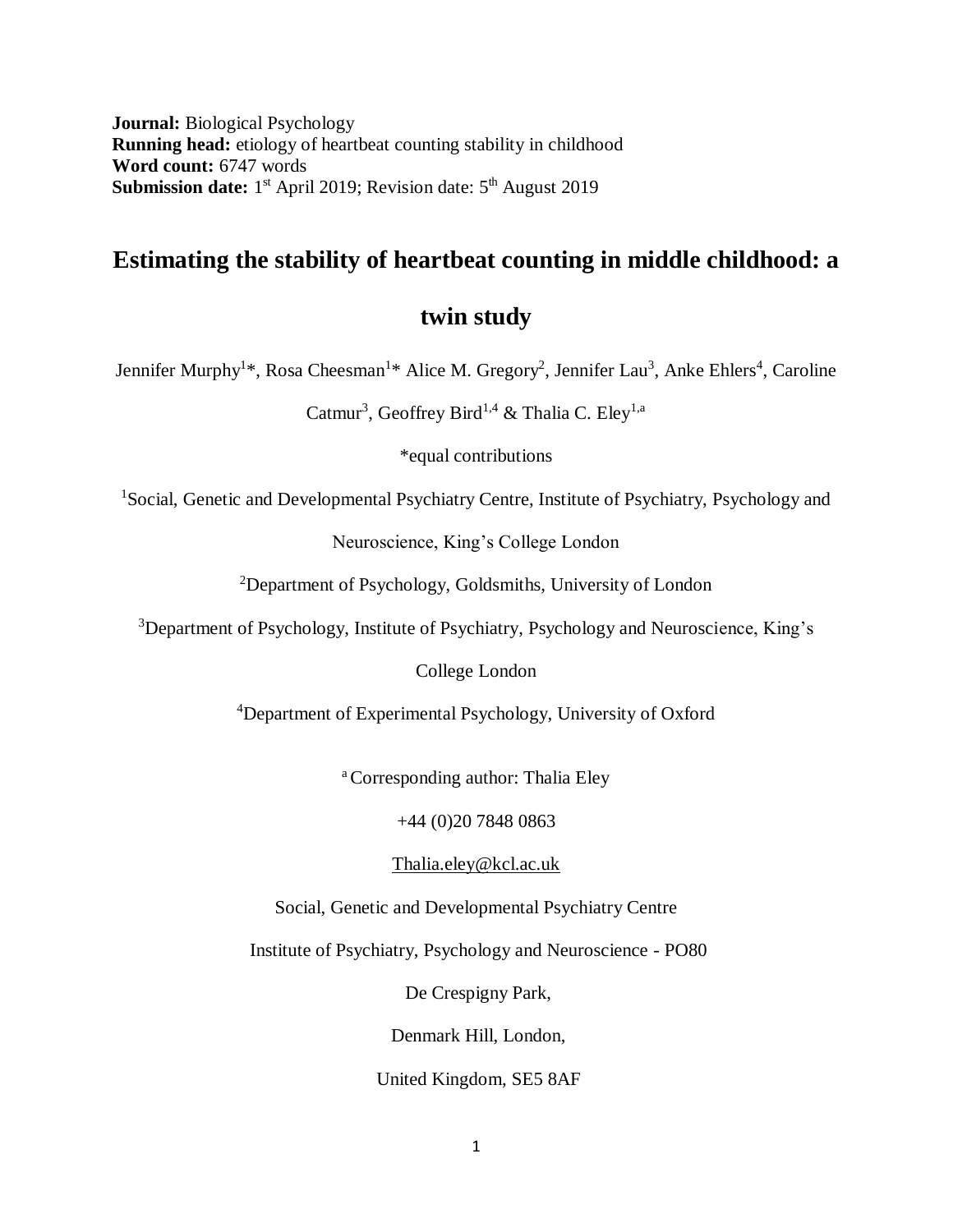**Journal:** Biological Psychology
**Running head:** etiology of heartbeat counting stability in childhood
**Word count:** 6747 words
**Submission date:** 1st April 2019; Revision date: 5th August 2019

# Estimating the stability of heartbeat counting in middle childhood: a twin study

Jennifer Murphy[1]*, Rosa Cheesman[1]* Alice M. Gregory[2], Jennifer Lau[3], Anke Ehlers[4], Caroline Catmur[3], Geoffrey Bird[1,4] & Thalia C. Eley[1,a]

*equal contributions

[1]Social, Genetic and Developmental Psychiatry Centre, Institute of Psychiatry, Psychology and Neuroscience, King's College London

[2]Department of Psychology, Goldsmiths, University of London

[3]Department of Psychology, Institute of Psychiatry, Psychology and Neuroscience, King's College London

[4]Department of Experimental Psychology, University of Oxford

[a] Corresponding author: Thalia Eley

+44 (0)20 7848 0863

Thalia.eley@kcl.ac.uk

Social, Genetic and Developmental Psychiatry Centre

Institute of Psychiatry, Psychology and Neuroscience - PO80

De Crespigny Park,

Denmark Hill, London,

United Kingdom, SE5 8AF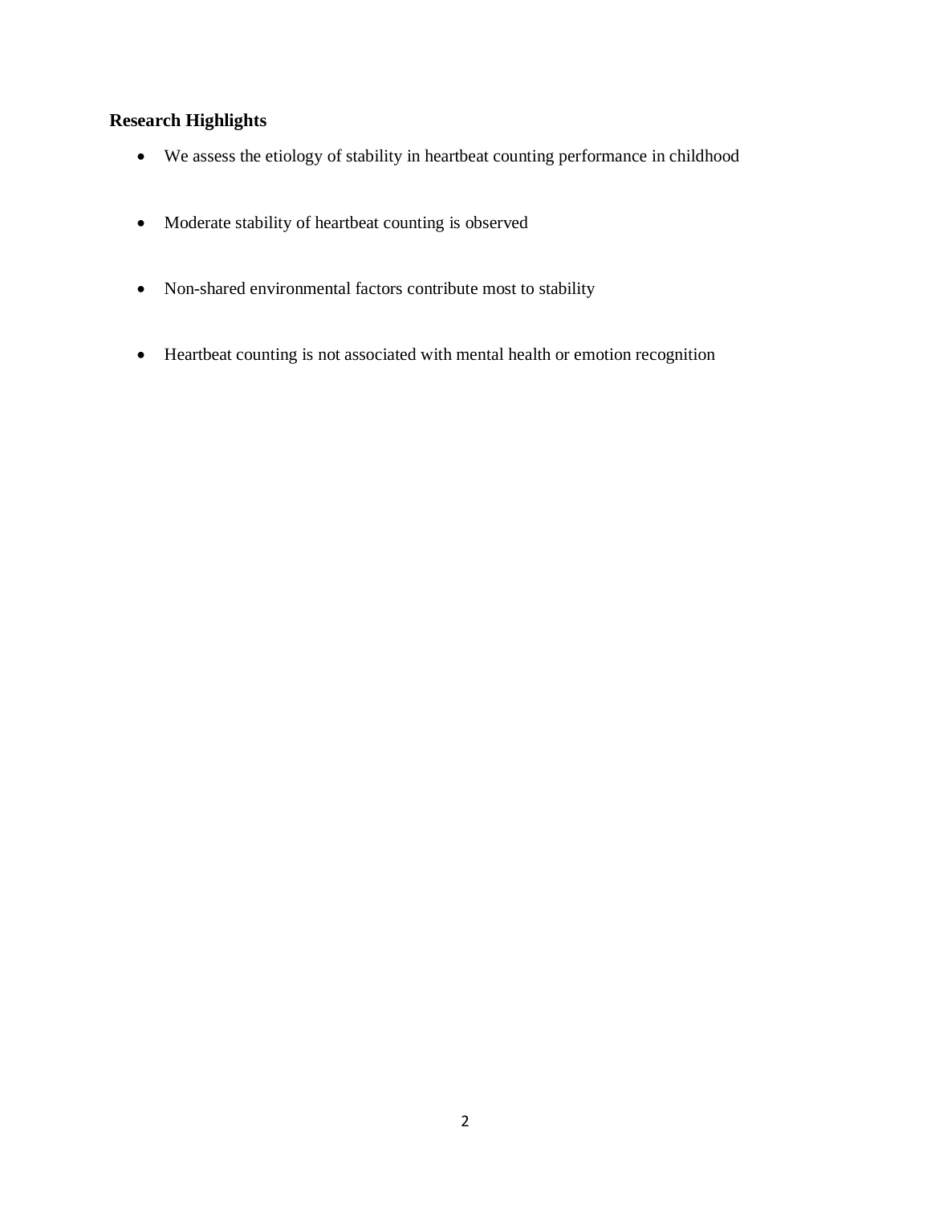## Research Highlights

- We assess the etiology of stability in heartbeat counting performance in childhood
- Moderate stability of heartbeat counting is observed
- Non-shared environmental factors contribute most to stability
- Heartbeat counting is not associated with mental health or emotion recognition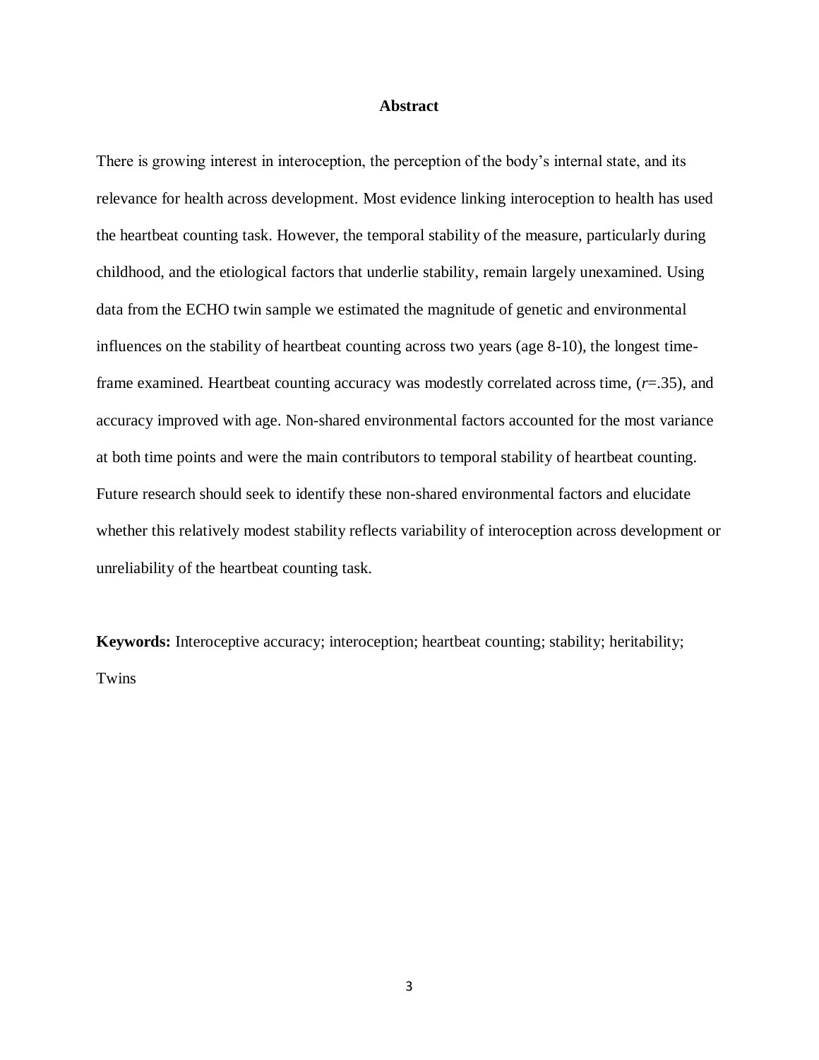## Abstract

There is growing interest in interoception, the perception of the body's internal state, and its relevance for health across development. Most evidence linking interoception to health has used the heartbeat counting task. However, the temporal stability of the measure, particularly during childhood, and the etiological factors that underlie stability, remain largely unexamined. Using data from the ECHO twin sample we estimated the magnitude of genetic and environmental influences on the stability of heartbeat counting across two years (age 8-10), the longest time-frame examined. Heartbeat counting accuracy was modestly correlated across time, ($r$=.35), and accuracy improved with age. Non-shared environmental factors accounted for the most variance at both time points and were the main contributors to temporal stability of heartbeat counting. Future research should seek to identify these non-shared environmental factors and elucidate whether this relatively modest stability reflects variability of interoception across development or unreliability of the heartbeat counting task.

**Keywords:** Interoceptive accuracy; interoception; heartbeat counting; stability; heritability; Twins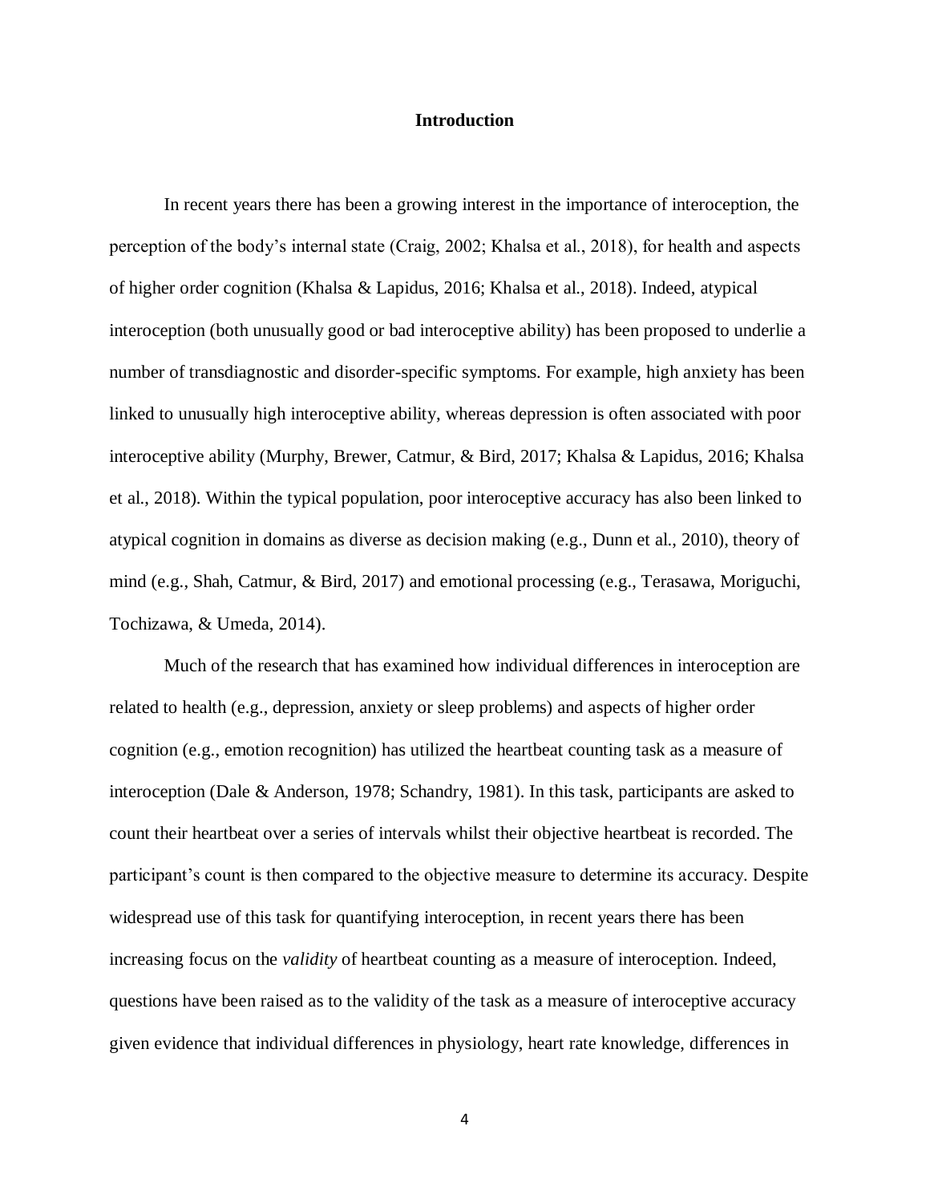# Introduction

In recent years there has been a growing interest in the importance of interoception, the perception of the body's internal state (Craig, 2002; Khalsa et al., 2018), for health and aspects of higher order cognition (Khalsa & Lapidus, 2016; Khalsa et al., 2018). Indeed, atypical interoception (both unusually good or bad interoceptive ability) has been proposed to underlie a number of transdiagnostic and disorder-specific symptoms. For example, high anxiety has been linked to unusually high interoceptive ability, whereas depression is often associated with poor interoceptive ability (Murphy, Brewer, Catmur, & Bird, 2017; Khalsa & Lapidus, 2016; Khalsa et al., 2018). Within the typical population, poor interoceptive accuracy has also been linked to atypical cognition in domains as diverse as decision making (e.g., Dunn et al., 2010), theory of mind (e.g., Shah, Catmur, & Bird, 2017) and emotional processing (e.g., Terasawa, Moriguchi, Tochizawa, & Umeda, 2014).

Much of the research that has examined how individual differences in interoception are related to health (e.g., depression, anxiety or sleep problems) and aspects of higher order cognition (e.g., emotion recognition) has utilized the heartbeat counting task as a measure of interoception (Dale & Anderson, 1978; Schandry, 1981). In this task, participants are asked to count their heartbeat over a series of intervals whilst their objective heartbeat is recorded. The participant's count is then compared to the objective measure to determine its accuracy. Despite widespread use of this task for quantifying interoception, in recent years there has been increasing focus on the *validity* of heartbeat counting as a measure of interoception. Indeed, questions have been raised as to the validity of the task as a measure of interoceptive accuracy given evidence that individual differences in physiology, heart rate knowledge, differences in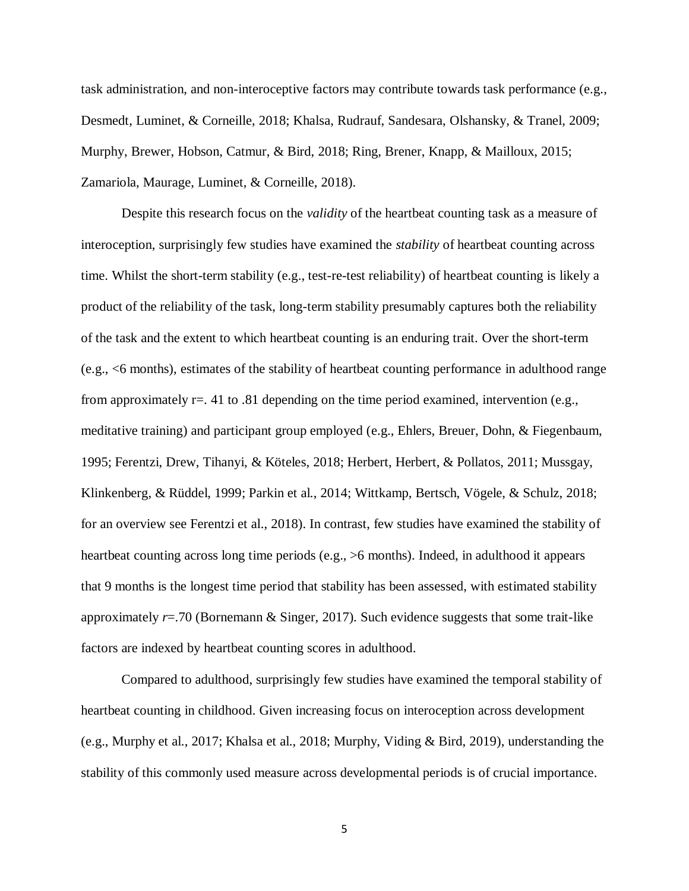task administration, and non-interoceptive factors may contribute towards task performance (e.g., Desmedt, Luminet, & Corneille, 2018; Khalsa, Rudrauf, Sandesara, Olshansky, & Tranel, 2009; Murphy, Brewer, Hobson, Catmur, & Bird, 2018; Ring, Brener, Knapp, & Mailloux, 2015; Zamariola, Maurage, Luminet, & Corneille, 2018).

Despite this research focus on the *validity* of the heartbeat counting task as a measure of interoception, surprisingly few studies have examined the *stability* of heartbeat counting across time. Whilst the short-term stability (e.g., test-re-test reliability) of heartbeat counting is likely a product of the reliability of the task, long-term stability presumably captures both the reliability of the task and the extent to which heartbeat counting is an enduring trait. Over the short-term (e.g., <6 months), estimates of the stability of heartbeat counting performance in adulthood range from approximately r=. 41 to .81 depending on the time period examined, intervention (e.g., meditative training) and participant group employed (e.g., Ehlers, Breuer, Dohn, & Fiegenbaum, 1995; Ferentzi, Drew, Tihanyi, & Köteles, 2018; Herbert, Herbert, & Pollatos, 2011; Mussgay, Klinkenberg, & Rüddel, 1999; Parkin et al., 2014; Wittkamp, Bertsch, Vögele, & Schulz, 2018; for an overview see Ferentzi et al., 2018). In contrast, few studies have examined the stability of heartbeat counting across long time periods (e.g., >6 months). Indeed, in adulthood it appears that 9 months is the longest time period that stability has been assessed, with estimated stability approximately $r$=.70 (Bornemann & Singer, 2017). Such evidence suggests that some trait-like factors are indexed by heartbeat counting scores in adulthood.

Compared to adulthood, surprisingly few studies have examined the temporal stability of heartbeat counting in childhood. Given increasing focus on interoception across development (e.g., Murphy et al., 2017; Khalsa et al., 2018; Murphy, Viding & Bird, 2019), understanding the stability of this commonly used measure across developmental periods is of crucial importance.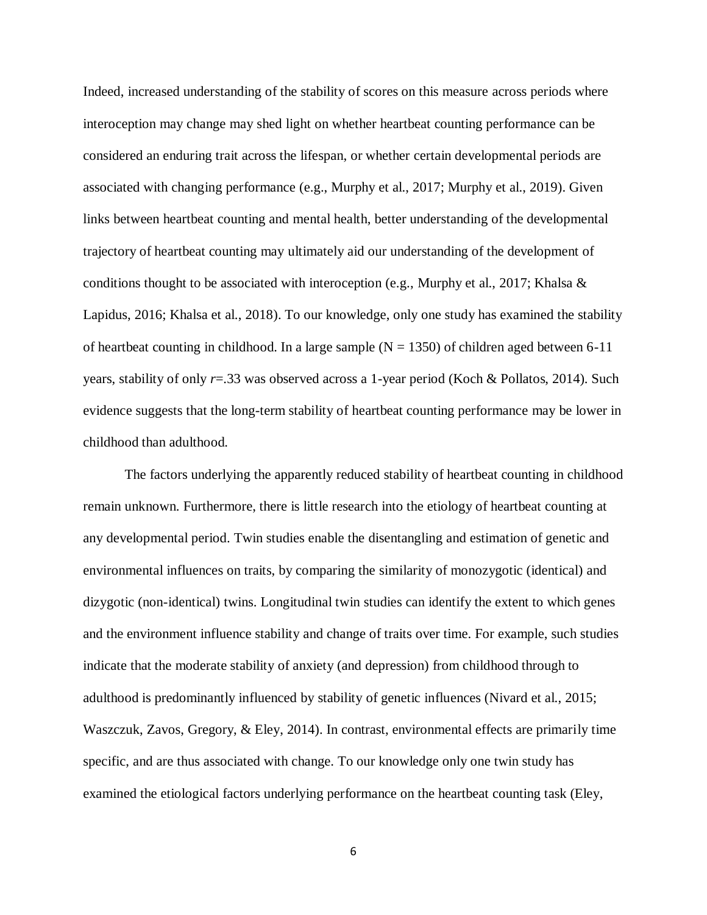Indeed, increased understanding of the stability of scores on this measure across periods where interoception may change may shed light on whether heartbeat counting performance can be considered an enduring trait across the lifespan, or whether certain developmental periods are associated with changing performance (e.g., Murphy et al., 2017; Murphy et al., 2019). Given links between heartbeat counting and mental health, better understanding of the developmental trajectory of heartbeat counting may ultimately aid our understanding of the development of conditions thought to be associated with interoception (e.g., Murphy et al., 2017; Khalsa & Lapidus, 2016; Khalsa et al., 2018). To our knowledge, only one study has examined the stability of heartbeat counting in childhood. In a large sample (N = 1350) of children aged between 6-11 years, stability of only *r*=.33 was observed across a 1-year period (Koch & Pollatos, 2014). Such evidence suggests that the long-term stability of heartbeat counting performance may be lower in childhood than adulthood.

The factors underlying the apparently reduced stability of heartbeat counting in childhood remain unknown. Furthermore, there is little research into the etiology of heartbeat counting at any developmental period. Twin studies enable the disentangling and estimation of genetic and environmental influences on traits, by comparing the similarity of monozygotic (identical) and dizygotic (non-identical) twins. Longitudinal twin studies can identify the extent to which genes and the environment influence stability and change of traits over time. For example, such studies indicate that the moderate stability of anxiety (and depression) from childhood through to adulthood is predominantly influenced by stability of genetic influences (Nivard et al., 2015; Waszczuk, Zavos, Gregory, & Eley, 2014). In contrast, environmental effects are primarily time specific, and are thus associated with change. To our knowledge only one twin study has examined the etiological factors underlying performance on the heartbeat counting task (Eley,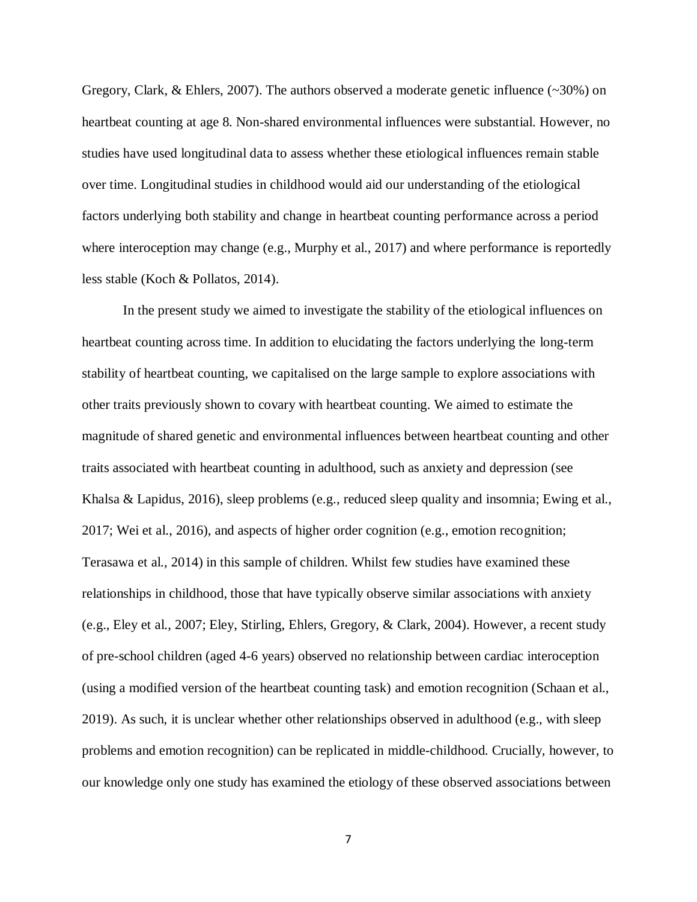Gregory, Clark, & Ehlers, 2007). The authors observed a moderate genetic influence (~30%) on heartbeat counting at age 8. Non-shared environmental influences were substantial. However, no studies have used longitudinal data to assess whether these etiological influences remain stable over time. Longitudinal studies in childhood would aid our understanding of the etiological factors underlying both stability and change in heartbeat counting performance across a period where interoception may change (e.g., Murphy et al., 2017) and where performance is reportedly less stable (Koch & Pollatos, 2014).

In the present study we aimed to investigate the stability of the etiological influences on heartbeat counting across time. In addition to elucidating the factors underlying the long-term stability of heartbeat counting, we capitalised on the large sample to explore associations with other traits previously shown to covary with heartbeat counting. We aimed to estimate the magnitude of shared genetic and environmental influences between heartbeat counting and other traits associated with heartbeat counting in adulthood, such as anxiety and depression (see Khalsa & Lapidus, 2016), sleep problems (e.g., reduced sleep quality and insomnia; Ewing et al., 2017; Wei et al., 2016), and aspects of higher order cognition (e.g., emotion recognition; Terasawa et al., 2014) in this sample of children. Whilst few studies have examined these relationships in childhood, those that have typically observe similar associations with anxiety (e.g., Eley et al., 2007; Eley, Stirling, Ehlers, Gregory, & Clark, 2004). However, a recent study of pre-school children (aged 4-6 years) observed no relationship between cardiac interoception (using a modified version of the heartbeat counting task) and emotion recognition (Schaan et al., 2019). As such, it is unclear whether other relationships observed in adulthood (e.g., with sleep problems and emotion recognition) can be replicated in middle-childhood. Crucially, however, to our knowledge only one study has examined the etiology of these observed associations between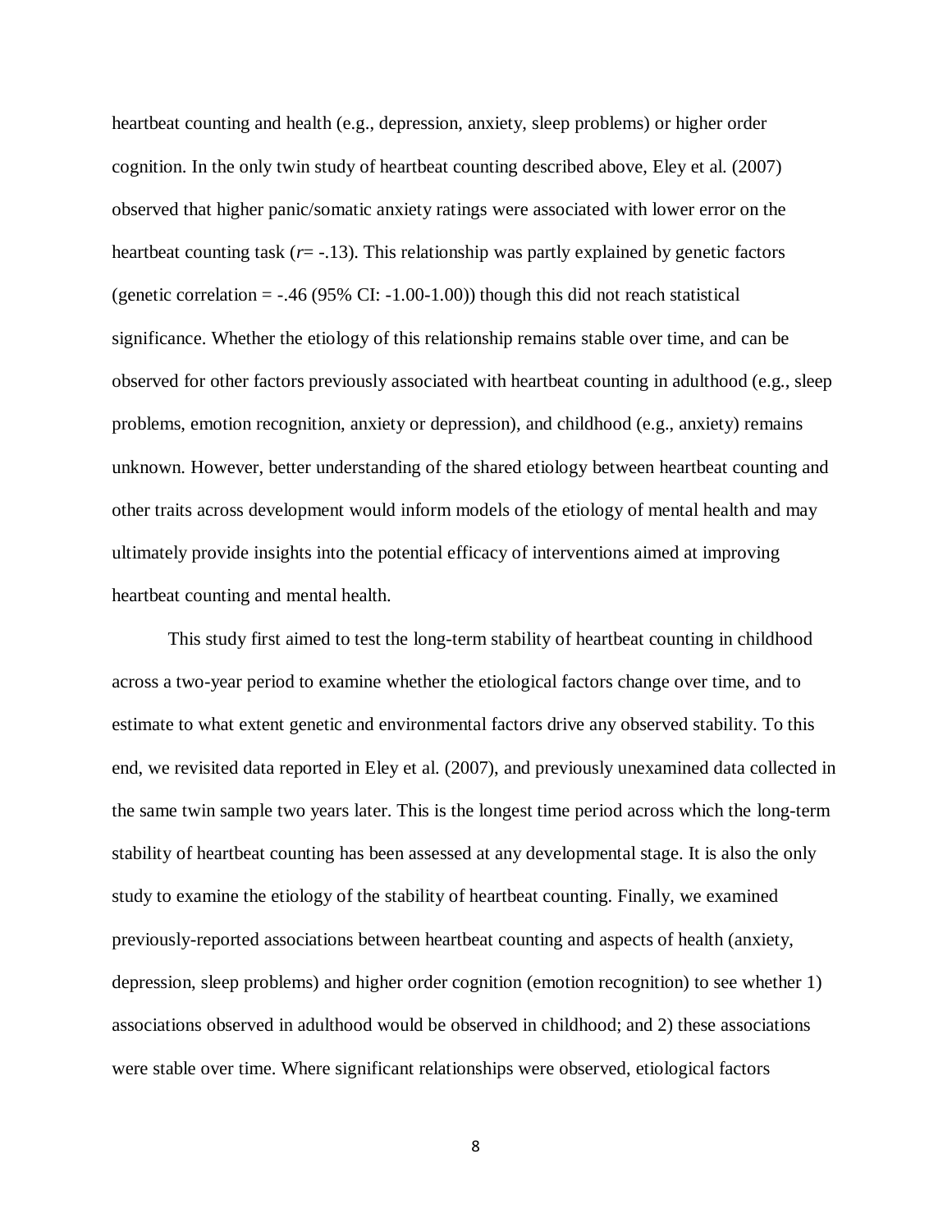heartbeat counting and health (e.g., depression, anxiety, sleep problems) or higher order cognition. In the only twin study of heartbeat counting described above, Eley et al. (2007) observed that higher panic/somatic anxiety ratings were associated with lower error on the heartbeat counting task (*r*= -.13). This relationship was partly explained by genetic factors (genetic correlation = -.46 (95% CI: -1.00-1.00)) though this did not reach statistical significance. Whether the etiology of this relationship remains stable over time, and can be observed for other factors previously associated with heartbeat counting in adulthood (e.g., sleep problems, emotion recognition, anxiety or depression), and childhood (e.g., anxiety) remains unknown. However, better understanding of the shared etiology between heartbeat counting and other traits across development would inform models of the etiology of mental health and may ultimately provide insights into the potential efficacy of interventions aimed at improving heartbeat counting and mental health.

This study first aimed to test the long-term stability of heartbeat counting in childhood across a two-year period to examine whether the etiological factors change over time, and to estimate to what extent genetic and environmental factors drive any observed stability. To this end, we revisited data reported in Eley et al. (2007), and previously unexamined data collected in the same twin sample two years later. This is the longest time period across which the long-term stability of heartbeat counting has been assessed at any developmental stage. It is also the only study to examine the etiology of the stability of heartbeat counting. Finally, we examined previously-reported associations between heartbeat counting and aspects of health (anxiety, depression, sleep problems) and higher order cognition (emotion recognition) to see whether 1) associations observed in adulthood would be observed in childhood; and 2) these associations were stable over time. Where significant relationships were observed, etiological factors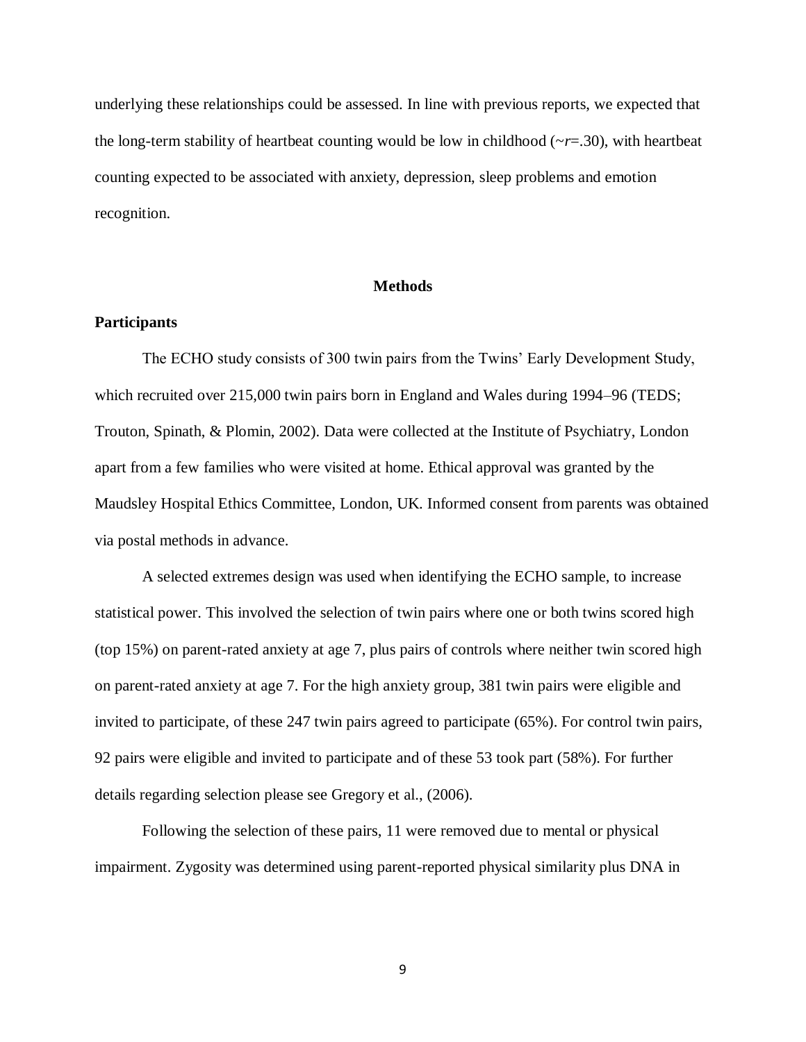underlying these relationships could be assessed. In line with previous reports, we expected that the long-term stability of heartbeat counting would be low in childhood (~*r*=.30), with heartbeat counting expected to be associated with anxiety, depression, sleep problems and emotion recognition.

## Methods

### Participants

The ECHO study consists of 300 twin pairs from the Twins' Early Development Study, which recruited over 215,000 twin pairs born in England and Wales during 1994–96 (TEDS; Trouton, Spinath, & Plomin, 2002). Data were collected at the Institute of Psychiatry, London apart from a few families who were visited at home. Ethical approval was granted by the Maudsley Hospital Ethics Committee, London, UK. Informed consent from parents was obtained via postal methods in advance.

A selected extremes design was used when identifying the ECHO sample, to increase statistical power. This involved the selection of twin pairs where one or both twins scored high (top 15%) on parent-rated anxiety at age 7, plus pairs of controls where neither twin scored high on parent-rated anxiety at age 7. For the high anxiety group, 381 twin pairs were eligible and invited to participate, of these 247 twin pairs agreed to participate (65%). For control twin pairs, 92 pairs were eligible and invited to participate and of these 53 took part (58%). For further details regarding selection please see Gregory et al., (2006).

Following the selection of these pairs, 11 were removed due to mental or physical impairment. Zygosity was determined using parent-reported physical similarity plus DNA in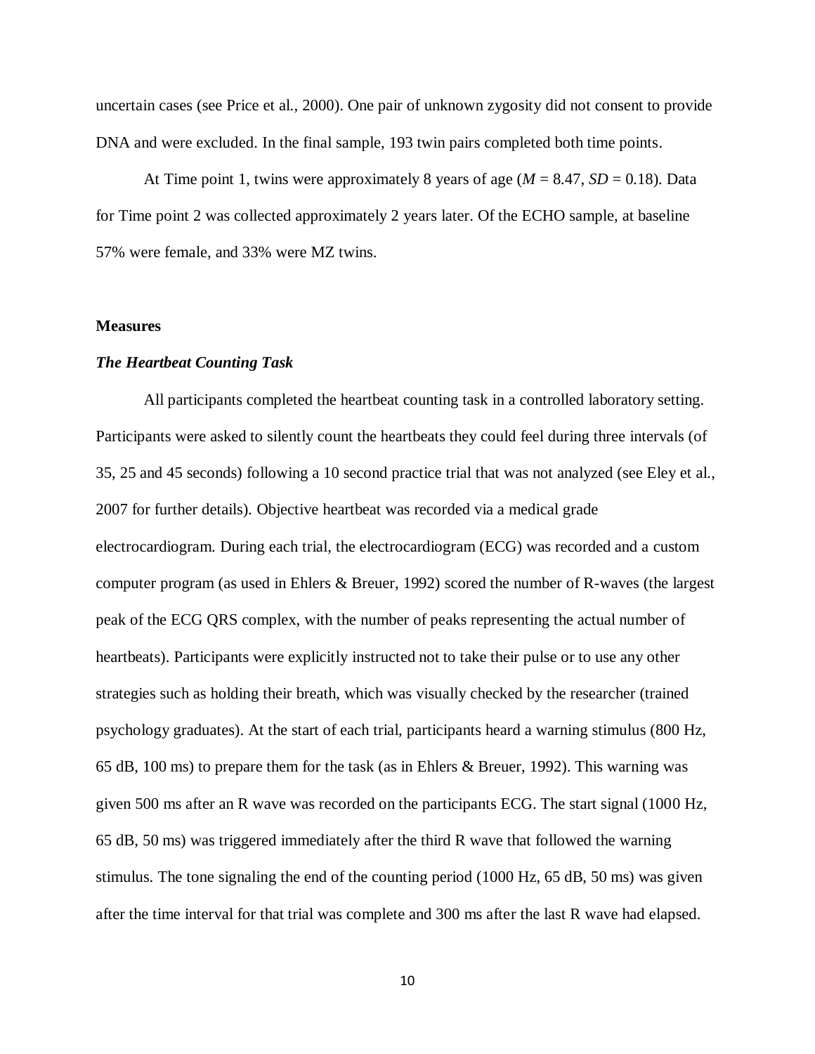uncertain cases (see Price et al., 2000). One pair of unknown zygosity did not consent to provide DNA and were excluded. In the final sample, 193 twin pairs completed both time points.

At Time point 1, twins were approximately 8 years of age ($M$ = 8.47, $SD$ = 0.18). Data for Time point 2 was collected approximately 2 years later. Of the ECHO sample, at baseline 57% were female, and 33% were MZ twins.

## Measures

### *The Heartbeat Counting Task*

All participants completed the heartbeat counting task in a controlled laboratory setting. Participants were asked to silently count the heartbeats they could feel during three intervals (of 35, 25 and 45 seconds) following a 10 second practice trial that was not analyzed (see Eley et al., 2007 for further details). Objective heartbeat was recorded via a medical grade electrocardiogram. During each trial, the electrocardiogram (ECG) was recorded and a custom computer program (as used in Ehlers & Breuer, 1992) scored the number of R-waves (the largest peak of the ECG QRS complex, with the number of peaks representing the actual number of heartbeats). Participants were explicitly instructed not to take their pulse or to use any other strategies such as holding their breath, which was visually checked by the researcher (trained psychology graduates). At the start of each trial, participants heard a warning stimulus (800 Hz, 65 dB, 100 ms) to prepare them for the task (as in Ehlers & Breuer, 1992). This warning was given 500 ms after an R wave was recorded on the participants ECG. The start signal (1000 Hz, 65 dB, 50 ms) was triggered immediately after the third R wave that followed the warning stimulus. The tone signaling the end of the counting period (1000 Hz, 65 dB, 50 ms) was given after the time interval for that trial was complete and 300 ms after the last R wave had elapsed.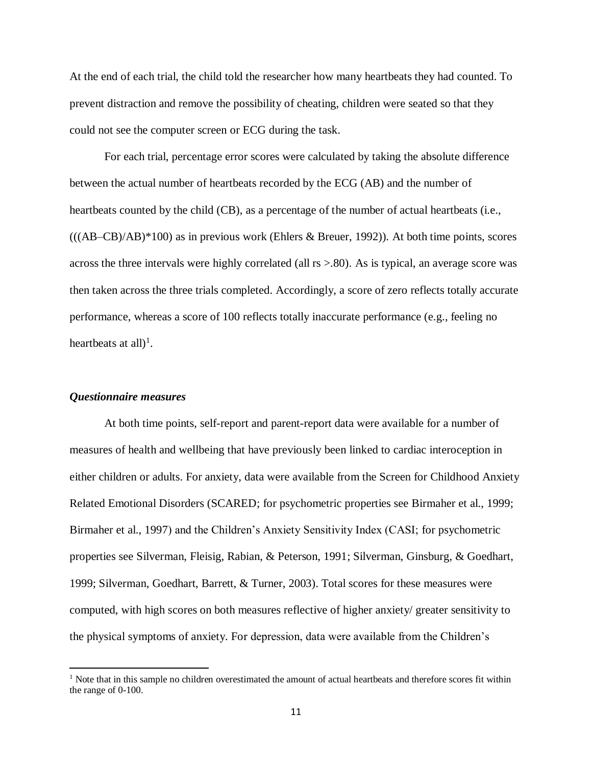At the end of each trial, the child told the researcher how many heartbeats they had counted. To prevent distraction and remove the possibility of cheating, children were seated so that they could not see the computer screen or ECG during the task.

For each trial, percentage error scores were calculated by taking the absolute difference between the actual number of heartbeats recorded by the ECG (AB) and the number of heartbeats counted by the child (CB), as a percentage of the number of actual heartbeats (i.e., (((AB–CB)/AB)*100) as in previous work (Ehlers & Breuer, 1992)). At both time points, scores across the three intervals were highly correlated (all rs >.80). As is typical, an average score was then taken across the three trials completed. Accordingly, a score of zero reflects totally accurate performance, whereas a score of 100 reflects totally inaccurate performance (e.g., feeling no heartbeats at all)[1].

### *Questionnaire measures*

At both time points, self-report and parent-report data were available for a number of measures of health and wellbeing that have previously been linked to cardiac interoception in either children or adults. For anxiety, data were available from the Screen for Childhood Anxiety Related Emotional Disorders (SCARED; for psychometric properties see Birmaher et al., 1999; Birmaher et al., 1997) and the Children's Anxiety Sensitivity Index (CASI; for psychometric properties see Silverman, Fleisig, Rabian, & Peterson, 1991; Silverman, Ginsburg, & Goedhart, 1999; Silverman, Goedhart, Barrett, & Turner, 2003). Total scores for these measures were computed, with high scores on both measures reflective of higher anxiety/ greater sensitivity to the physical symptoms of anxiety. For depression, data were available from the Children's

[1] Note that in this sample no children overestimated the amount of actual heartbeats and therefore scores fit within the range of 0-100.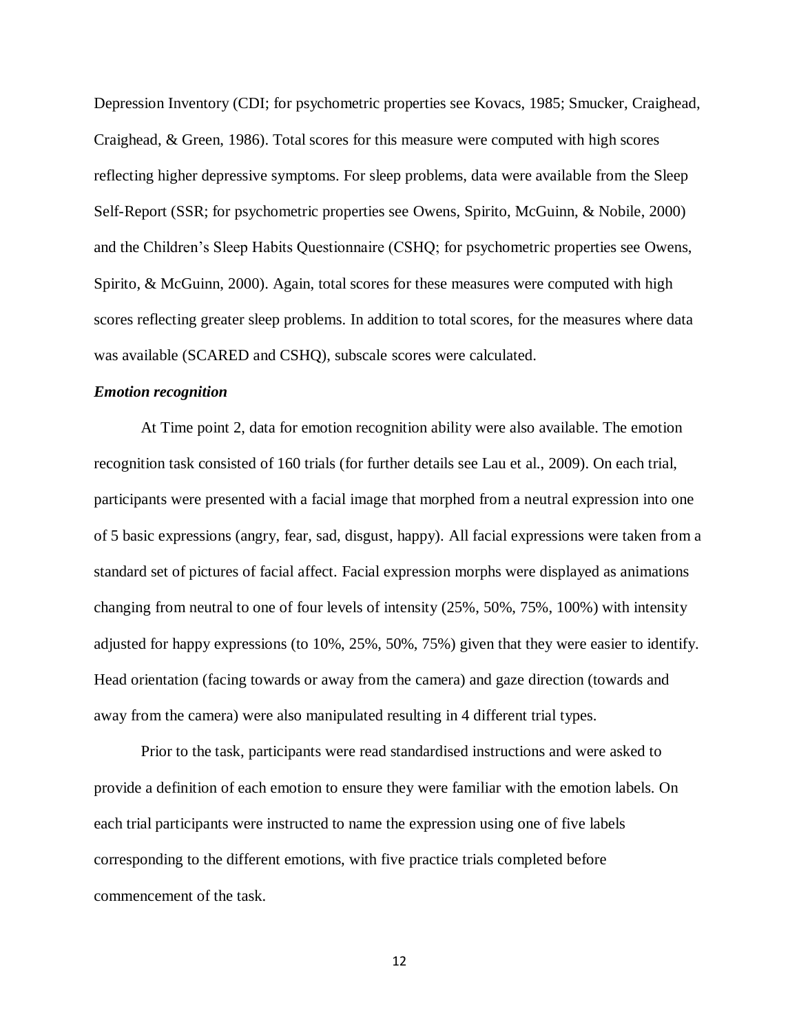Depression Inventory (CDI; for psychometric properties see Kovacs, 1985; Smucker, Craighead, Craighead, & Green, 1986). Total scores for this measure were computed with high scores reflecting higher depressive symptoms. For sleep problems, data were available from the Sleep Self-Report (SSR; for psychometric properties see Owens, Spirito, McGuinn, & Nobile, 2000) and the Children's Sleep Habits Questionnaire (CSHQ; for psychometric properties see Owens, Spirito, & McGuinn, 2000). Again, total scores for these measures were computed with high scores reflecting greater sleep problems. In addition to total scores, for the measures where data was available (SCARED and CSHQ), subscale scores were calculated.

***Emotion recognition***

At Time point 2, data for emotion recognition ability were also available. The emotion recognition task consisted of 160 trials (for further details see Lau et al., 2009). On each trial, participants were presented with a facial image that morphed from a neutral expression into one of 5 basic expressions (angry, fear, sad, disgust, happy). All facial expressions were taken from a standard set of pictures of facial affect. Facial expression morphs were displayed as animations changing from neutral to one of four levels of intensity (25%, 50%, 75%, 100%) with intensity adjusted for happy expressions (to 10%, 25%, 50%, 75%) given that they were easier to identify. Head orientation (facing towards or away from the camera) and gaze direction (towards and away from the camera) were also manipulated resulting in 4 different trial types.

Prior to the task, participants were read standardised instructions and were asked to provide a definition of each emotion to ensure they were familiar with the emotion labels. On each trial participants were instructed to name the expression using one of five labels corresponding to the different emotions, with five practice trials completed before commencement of the task.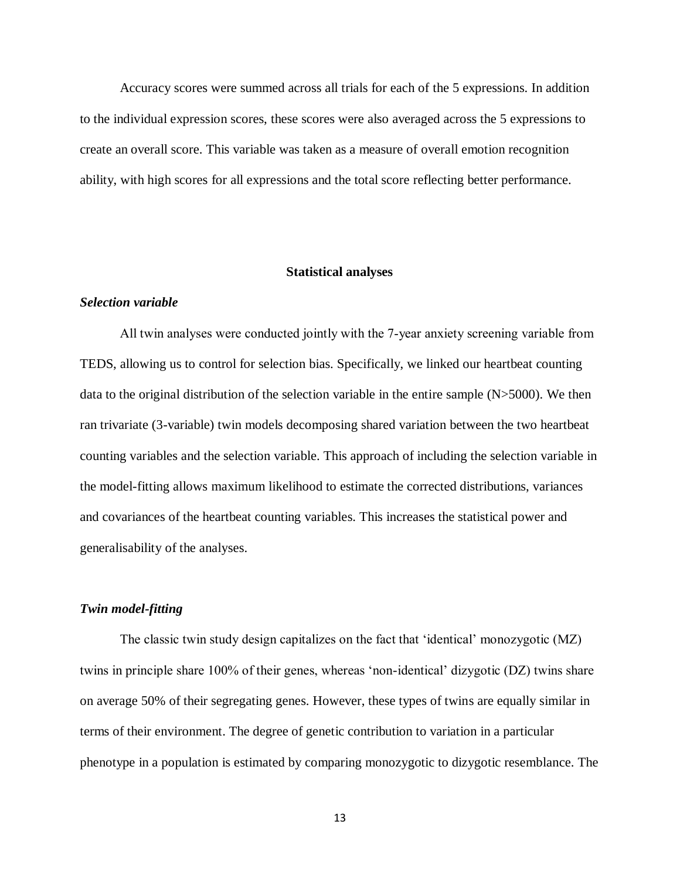Accuracy scores were summed across all trials for each of the 5 expressions. In addition to the individual expression scores, these scores were also averaged across the 5 expressions to create an overall score. This variable was taken as a measure of overall emotion recognition ability, with high scores for all expressions and the total score reflecting better performance.

## Statistical analyses

### *Selection variable*

All twin analyses were conducted jointly with the 7-year anxiety screening variable from TEDS, allowing us to control for selection bias. Specifically, we linked our heartbeat counting data to the original distribution of the selection variable in the entire sample (N>5000). We then ran trivariate (3-variable) twin models decomposing shared variation between the two heartbeat counting variables and the selection variable. This approach of including the selection variable in the model-fitting allows maximum likelihood to estimate the corrected distributions, variances and covariances of the heartbeat counting variables. This increases the statistical power and generalisability of the analyses.

### *Twin model-fitting*

The classic twin study design capitalizes on the fact that 'identical' monozygotic (MZ) twins in principle share 100% of their genes, whereas 'non-identical' dizygotic (DZ) twins share on average 50% of their segregating genes. However, these types of twins are equally similar in terms of their environment. The degree of genetic contribution to variation in a particular phenotype in a population is estimated by comparing monozygotic to dizygotic resemblance. The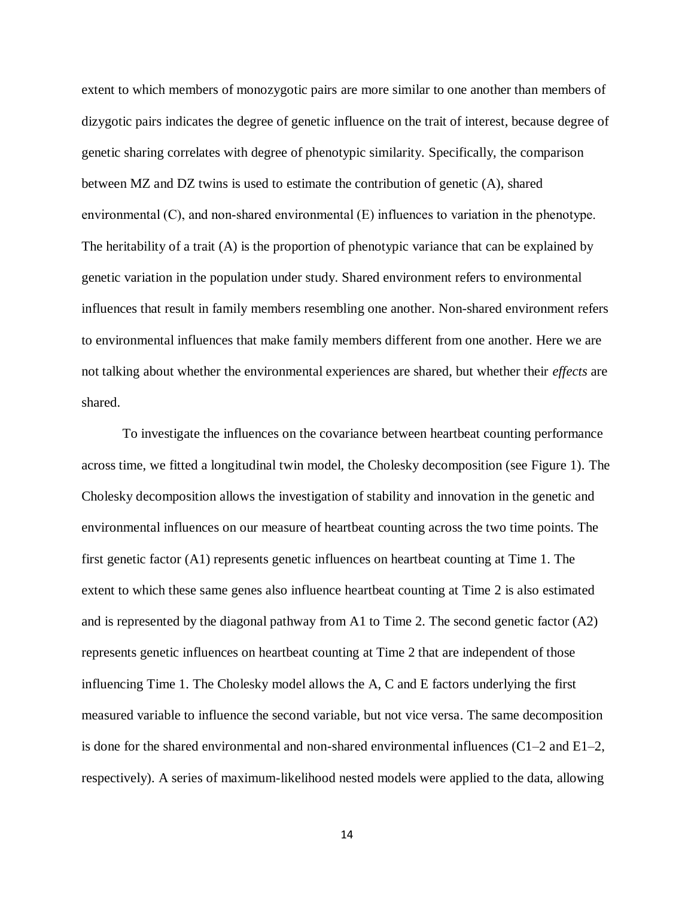extent to which members of monozygotic pairs are more similar to one another than members of dizygotic pairs indicates the degree of genetic influence on the trait of interest, because degree of genetic sharing correlates with degree of phenotypic similarity. Specifically, the comparison between MZ and DZ twins is used to estimate the contribution of genetic (A), shared environmental (C), and non-shared environmental (E) influences to variation in the phenotype. The heritability of a trait (A) is the proportion of phenotypic variance that can be explained by genetic variation in the population under study. Shared environment refers to environmental influences that result in family members resembling one another. Non-shared environment refers to environmental influences that make family members different from one another. Here we are not talking about whether the environmental experiences are shared, but whether their *effects* are shared.

To investigate the influences on the covariance between heartbeat counting performance across time, we fitted a longitudinal twin model, the Cholesky decomposition (see Figure 1). The Cholesky decomposition allows the investigation of stability and innovation in the genetic and environmental influences on our measure of heartbeat counting across the two time points. The first genetic factor (A1) represents genetic influences on heartbeat counting at Time 1. The extent to which these same genes also influence heartbeat counting at Time 2 is also estimated and is represented by the diagonal pathway from A1 to Time 2. The second genetic factor (A2) represents genetic influences on heartbeat counting at Time 2 that are independent of those influencing Time 1. The Cholesky model allows the A, C and E factors underlying the first measured variable to influence the second variable, but not vice versa. The same decomposition is done for the shared environmental and non-shared environmental influences (C1–2 and E1–2, respectively). A series of maximum-likelihood nested models were applied to the data, allowing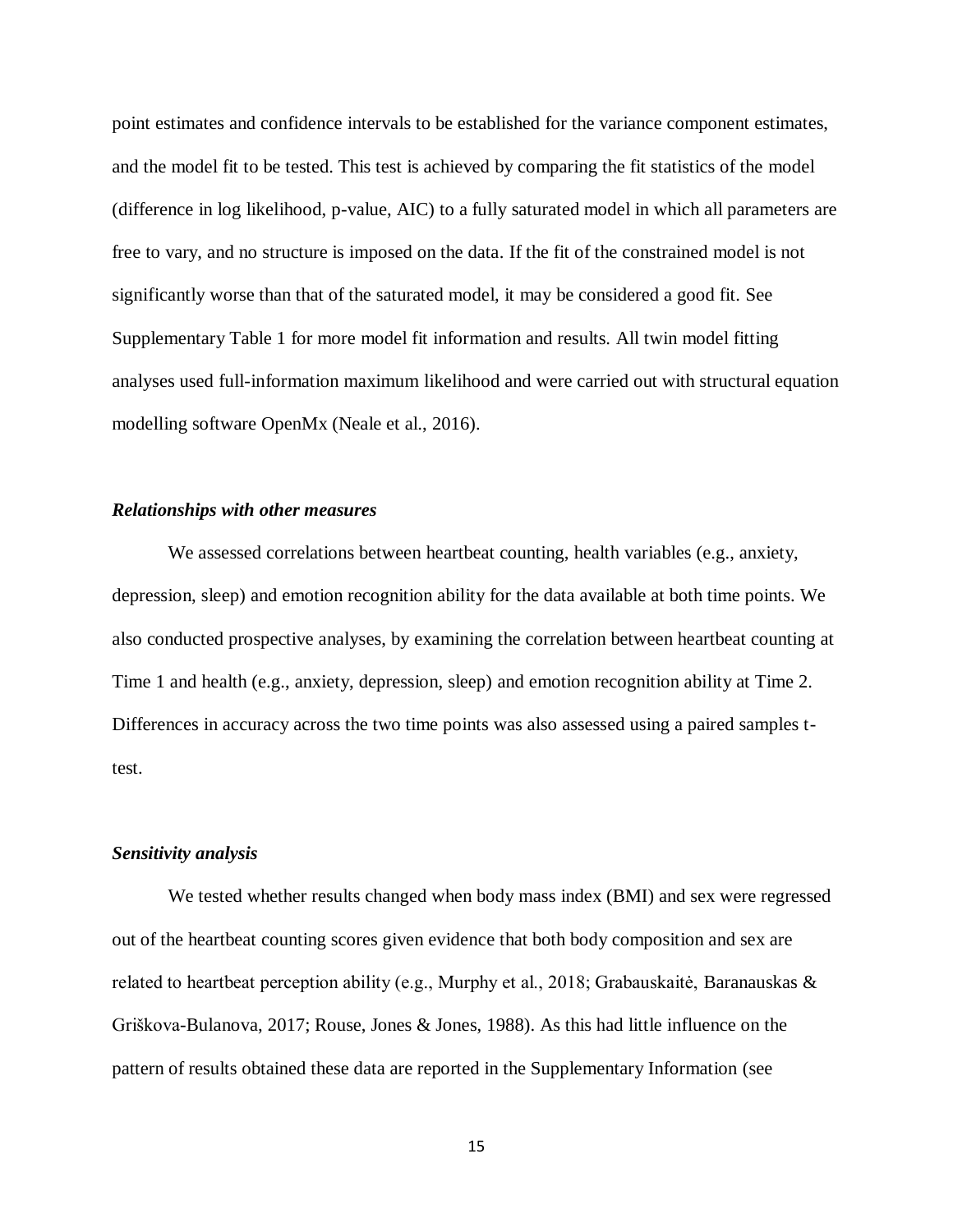point estimates and confidence intervals to be established for the variance component estimates, and the model fit to be tested. This test is achieved by comparing the fit statistics of the model (difference in log likelihood, p-value, AIC) to a fully saturated model in which all parameters are free to vary, and no structure is imposed on the data. If the fit of the constrained model is not significantly worse than that of the saturated model, it may be considered a good fit. See Supplementary Table 1 for more model fit information and results. All twin model fitting analyses used full-information maximum likelihood and were carried out with structural equation modelling software OpenMx (Neale et al., 2016).

### *Relationships with other measures*

We assessed correlations between heartbeat counting, health variables (e.g., anxiety, depression, sleep) and emotion recognition ability for the data available at both time points. We also conducted prospective analyses, by examining the correlation between heartbeat counting at Time 1 and health (e.g., anxiety, depression, sleep) and emotion recognition ability at Time 2. Differences in accuracy across the two time points was also assessed using a paired samples t-test.

### *Sensitivity analysis*

We tested whether results changed when body mass index (BMI) and sex were regressed out of the heartbeat counting scores given evidence that both body composition and sex are related to heartbeat perception ability (e.g., Murphy et al., 2018; Grabauskaitė, Baranauskas & Griškova-Bulanova, 2017; Rouse, Jones & Jones, 1988). As this had little influence on the pattern of results obtained these data are reported in the Supplementary Information (see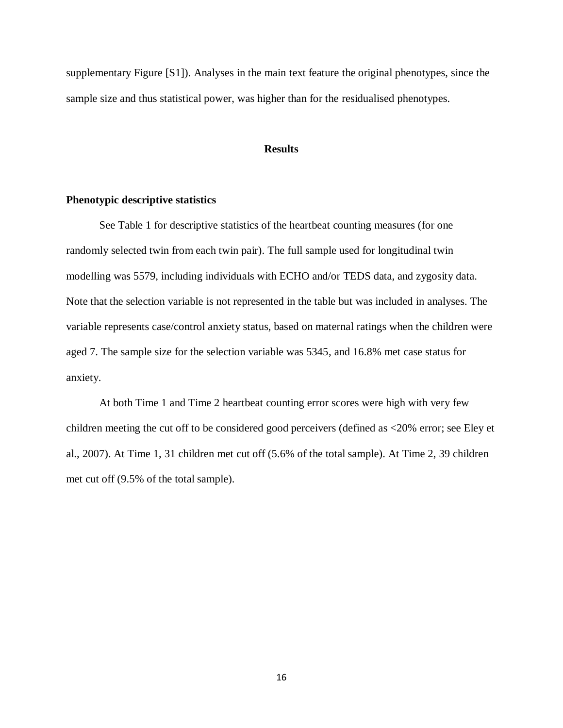supplementary Figure [S1]). Analyses in the main text feature the original phenotypes, since the sample size and thus statistical power, was higher than for the residualised phenotypes.

## Results

### Phenotypic descriptive statistics

See Table 1 for descriptive statistics of the heartbeat counting measures (for one randomly selected twin from each twin pair). The full sample used for longitudinal twin modelling was 5579, including individuals with ECHO and/or TEDS data, and zygosity data. Note that the selection variable is not represented in the table but was included in analyses. The variable represents case/control anxiety status, based on maternal ratings when the children were aged 7. The sample size for the selection variable was 5345, and 16.8% met case status for anxiety.

At both Time 1 and Time 2 heartbeat counting error scores were high with very few children meeting the cut off to be considered good perceivers (defined as <20% error; see Eley et al., 2007). At Time 1, 31 children met cut off (5.6% of the total sample). At Time 2, 39 children met cut off (9.5% of the total sample).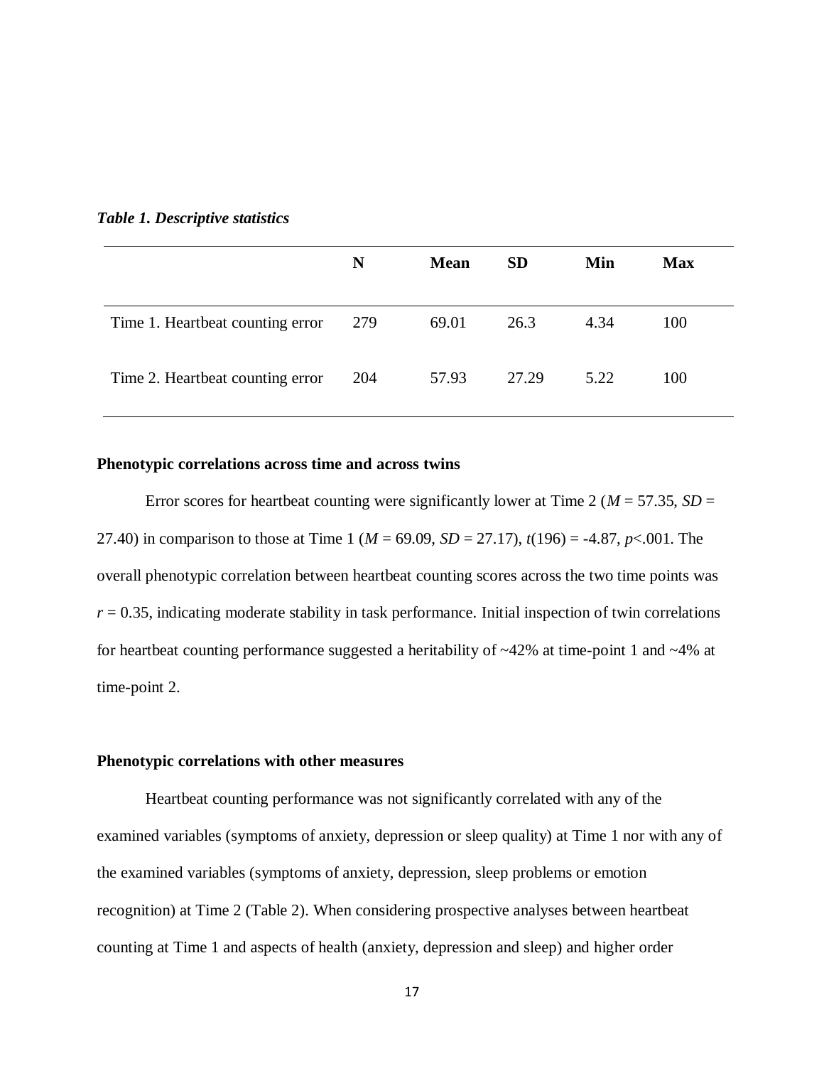***Table 1. Descriptive statistics***

| | N | Mean | SD | Min | Max |
|---|---|---|---|---|---|
| Time 1. Heartbeat counting error | 279 | 69.01 | 26.3 | 4.34 | 100 |
| Time 2. Heartbeat counting error | 204 | 57.93 | 27.29 | 5.22 | 100 |

**Phenotypic correlations across time and across twins**

Error scores for heartbeat counting were significantly lower at Time 2 ($M$ = 57.35, $SD$ = 27.40) in comparison to those at Time 1 ($M$ = 69.09, $SD$ = 27.17), $t(196) = -4.87$, $p<.001$. The overall phenotypic correlation between heartbeat counting scores across the two time points was $r$ = 0.35, indicating moderate stability in task performance. Initial inspection of twin correlations for heartbeat counting performance suggested a heritability of ~42% at time-point 1 and ~4% at time-point 2.

**Phenotypic correlations with other measures**

Heartbeat counting performance was not significantly correlated with any of the examined variables (symptoms of anxiety, depression or sleep quality) at Time 1 nor with any of the examined variables (symptoms of anxiety, depression, sleep problems or emotion recognition) at Time 2 (Table 2). When considering prospective analyses between heartbeat counting at Time 1 and aspects of health (anxiety, depression and sleep) and higher order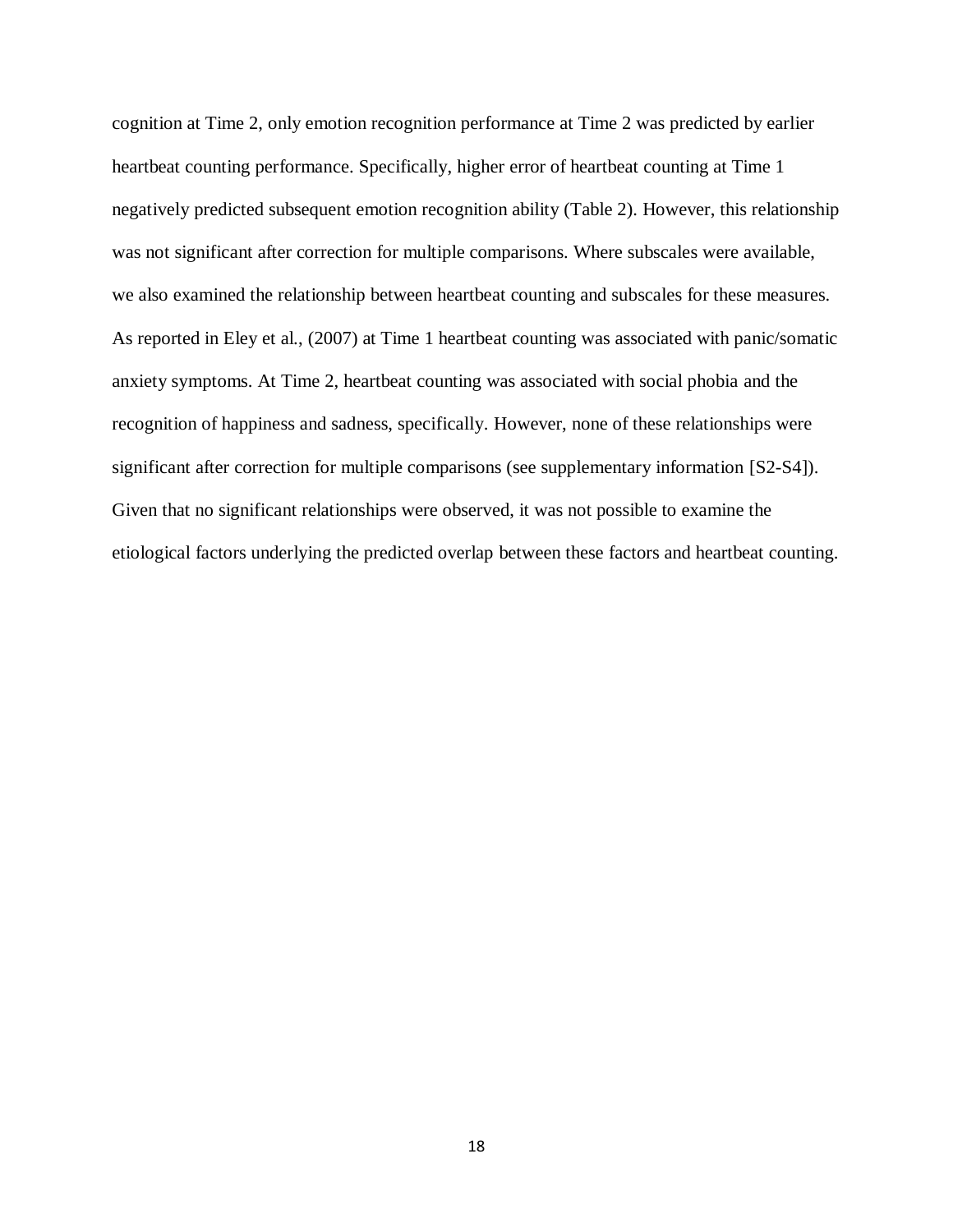cognition at Time 2, only emotion recognition performance at Time 2 was predicted by earlier heartbeat counting performance. Specifically, higher error of heartbeat counting at Time 1 negatively predicted subsequent emotion recognition ability (Table 2). However, this relationship was not significant after correction for multiple comparisons. Where subscales were available, we also examined the relationship between heartbeat counting and subscales for these measures. As reported in Eley et al., (2007) at Time 1 heartbeat counting was associated with panic/somatic anxiety symptoms. At Time 2, heartbeat counting was associated with social phobia and the recognition of happiness and sadness, specifically. However, none of these relationships were significant after correction for multiple comparisons (see supplementary information [S2-S4]). Given that no significant relationships were observed, it was not possible to examine the etiological factors underlying the predicted overlap between these factors and heartbeat counting.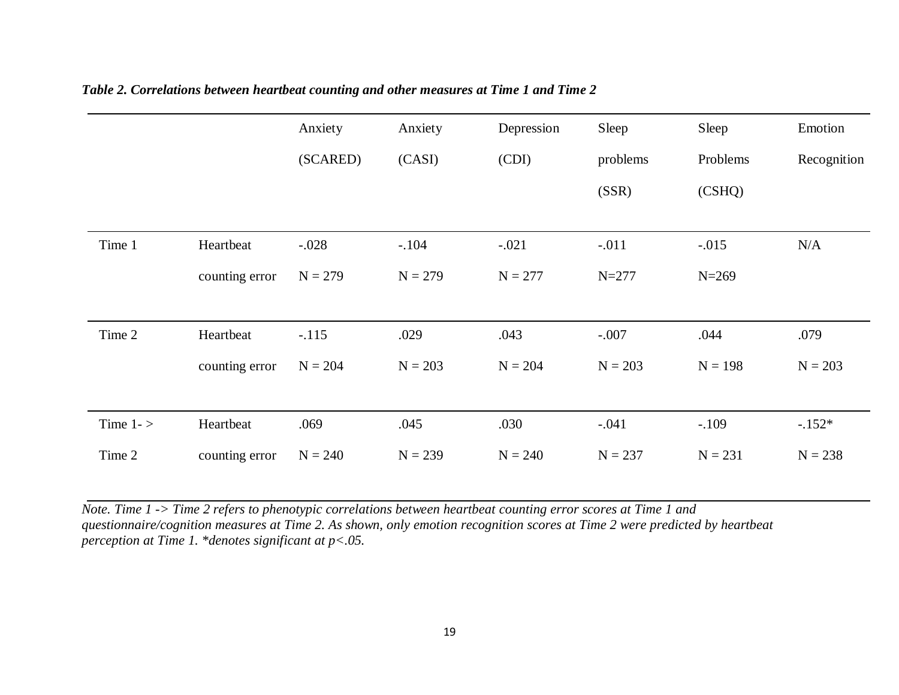*Table 2. Correlations between heartbeat counting and other measures at Time 1 and Time 2*

| | | Anxiety (SCARED) | Anxiety (CASI) | Depression (CDI) | Sleep problems (SSR) | Sleep Problems (CSHQ) | Emotion Recognition |
|---|---|---|---|---|---|---|---|
| Time 1 | Heartbeat counting error | -.028 N = 279 | -.104 N = 279 | -.021 N = 277 | -.011 N=277 | -.015 N=269 | N/A |
| Time 2 | Heartbeat counting error | -.115 N = 204 | .029 N = 203 | .043 N = 204 | -.007 N = 203 | .044 N = 198 | .079 N = 203 |
| Time 1- > Time 2 | Heartbeat counting error | .069 N = 240 | .045 N = 239 | .030 N = 240 | -.041 N = 237 | -.109 N = 231 | -.152* N = 238 |

*Note. Time 1 -> Time 2 refers to phenotypic correlations between heartbeat counting error scores at Time 1 and questionnaire/cognition measures at Time 2. As shown, only emotion recognition scores at Time 2 were predicted by heartbeat perception at Time 1. *denotes significant at $p<.05$.*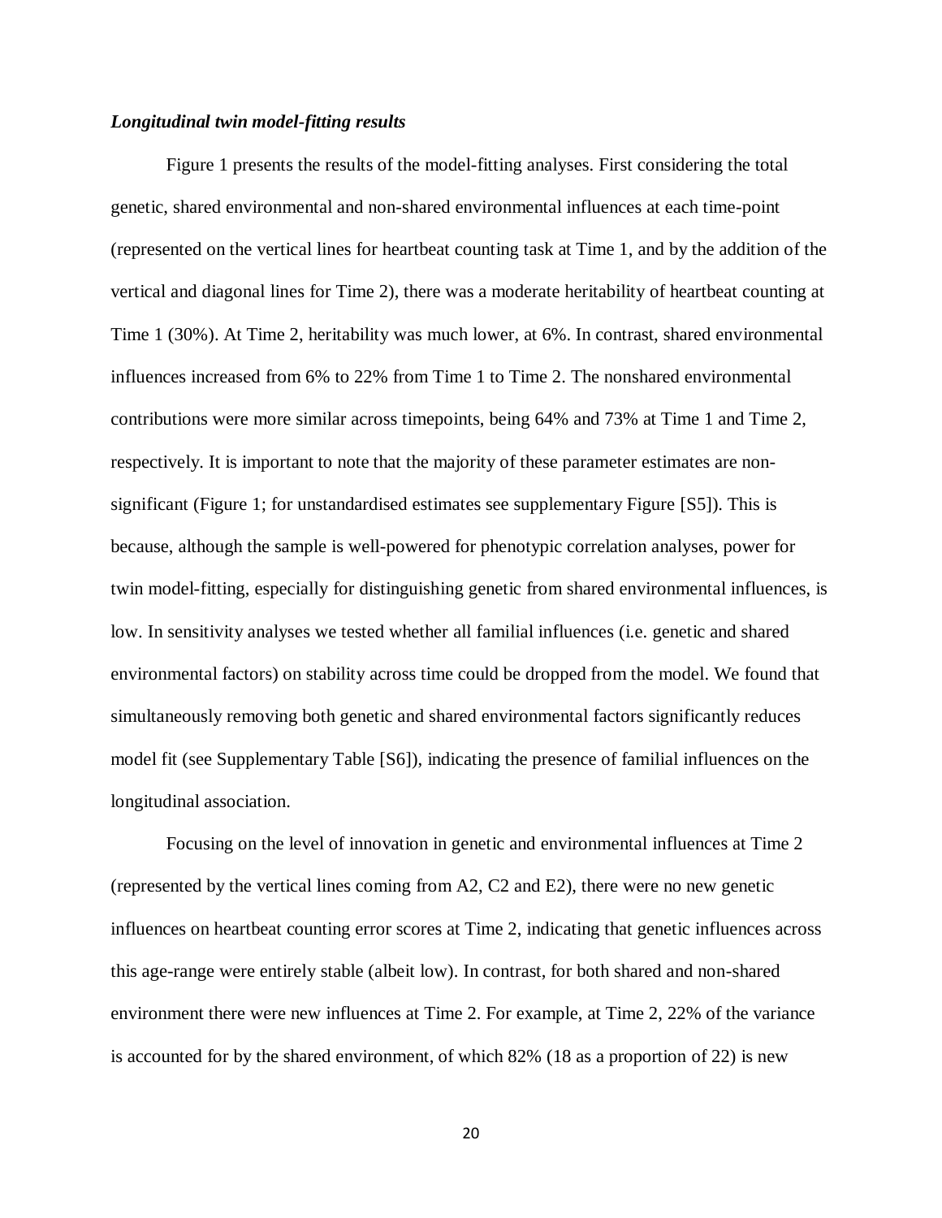### *Longitudinal twin model-fitting results*

Figure 1 presents the results of the model-fitting analyses. First considering the total genetic, shared environmental and non-shared environmental influences at each time-point (represented on the vertical lines for heartbeat counting task at Time 1, and by the addition of the vertical and diagonal lines for Time 2), there was a moderate heritability of heartbeat counting at Time 1 (30%). At Time 2, heritability was much lower, at 6%. In contrast, shared environmental influences increased from 6% to 22% from Time 1 to Time 2. The nonshared environmental contributions were more similar across timepoints, being 64% and 73% at Time 1 and Time 2, respectively. It is important to note that the majority of these parameter estimates are non-significant (Figure 1; for unstandardised estimates see supplementary Figure [S5]). This is because, although the sample is well-powered for phenotypic correlation analyses, power for twin model-fitting, especially for distinguishing genetic from shared environmental influences, is low. In sensitivity analyses we tested whether all familial influences (i.e. genetic and shared environmental factors) on stability across time could be dropped from the model. We found that simultaneously removing both genetic and shared environmental factors significantly reduces model fit (see Supplementary Table [S6]), indicating the presence of familial influences on the longitudinal association.

Focusing on the level of innovation in genetic and environmental influences at Time 2 (represented by the vertical lines coming from A2, C2 and E2), there were no new genetic influences on heartbeat counting error scores at Time 2, indicating that genetic influences across this age-range were entirely stable (albeit low). In contrast, for both shared and non-shared environment there were new influences at Time 2. For example, at Time 2, 22% of the variance is accounted for by the shared environment, of which 82% (18 as a proportion of 22) is new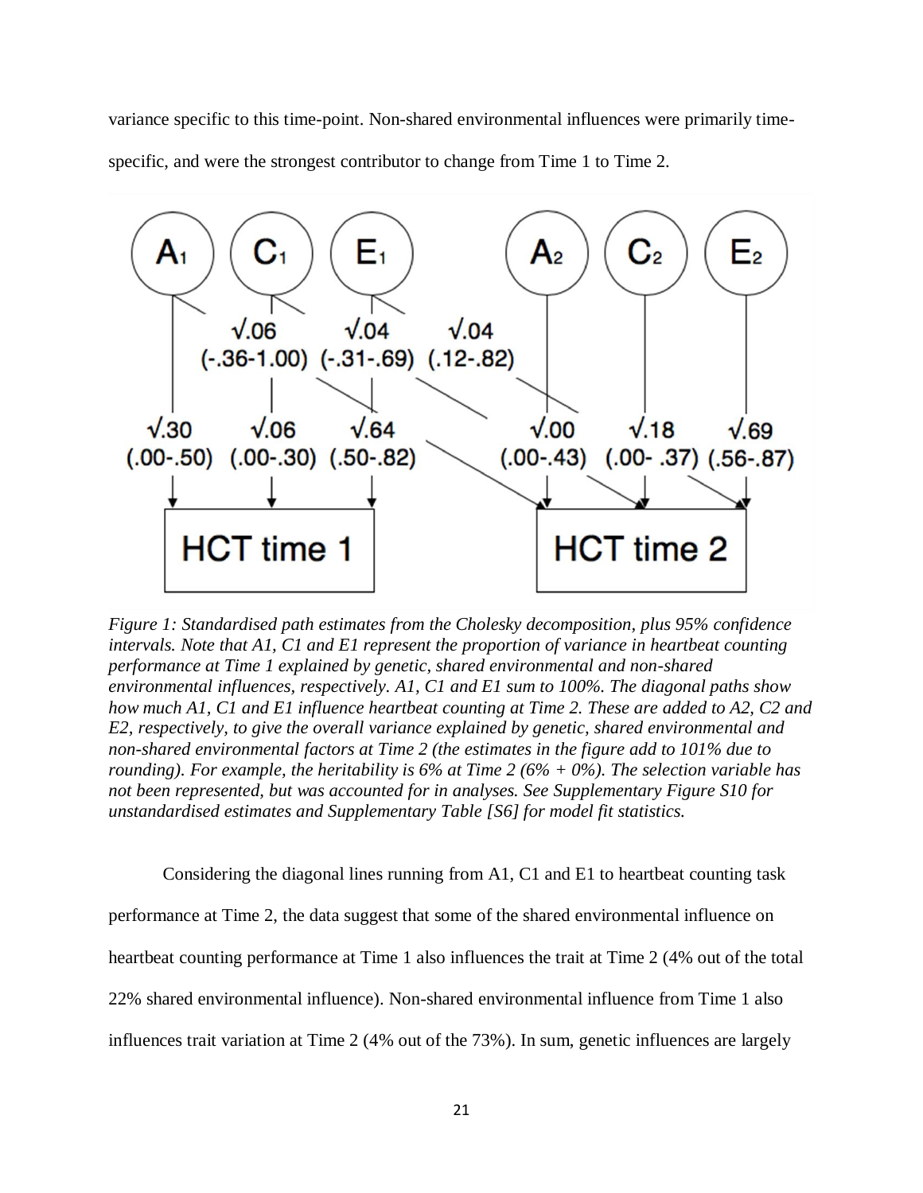variance specific to this time-point. Non-shared environmental influences were primarily time-specific, and were the strongest contributor to change from Time 1 to Time 2.

A1
C1
E1
A2
C2
E2
√.06
(-.36-1.00)
√.04
(-.31-.69)
√.04
(.12-.82)
√.30
(.00-.50)
√.06
(.00-.30)
√.64
(.50-.82)
√.00
(.00-.43)
√.18
(.00- .37)
√.69
(.56-.87)
HCT time 1
HCT time 2

*Figure 1: Standardised path estimates from the Cholesky decomposition, plus 95% confidence intervals. Note that A1, C1 and E1 represent the proportion of variance in heartbeat counting performance at Time 1 explained by genetic, shared environmental and non-shared environmental influences, respectively. A1, C1 and E1 sum to 100%. The diagonal paths show how much A1, C1 and E1 influence heartbeat counting at Time 2. These are added to A2, C2 and E2, respectively, to give the overall variance explained by genetic, shared environmental and non-shared environmental factors at Time 2 (the estimates in the figure add to 101% due to rounding). For example, the heritability is 6% at Time 2 (6% + 0%). The selection variable has not been represented, but was accounted for in analyses. See Supplementary Figure S10 for unstandardised estimates and Supplementary Table [S6] for model fit statistics.*

Considering the diagonal lines running from A1, C1 and E1 to heartbeat counting task performance at Time 2, the data suggest that some of the shared environmental influence on heartbeat counting performance at Time 1 also influences the trait at Time 2 (4% out of the total 22% shared environmental influence). Non-shared environmental influence from Time 1 also influences trait variation at Time 2 (4% out of the 73%). In sum, genetic influences are largely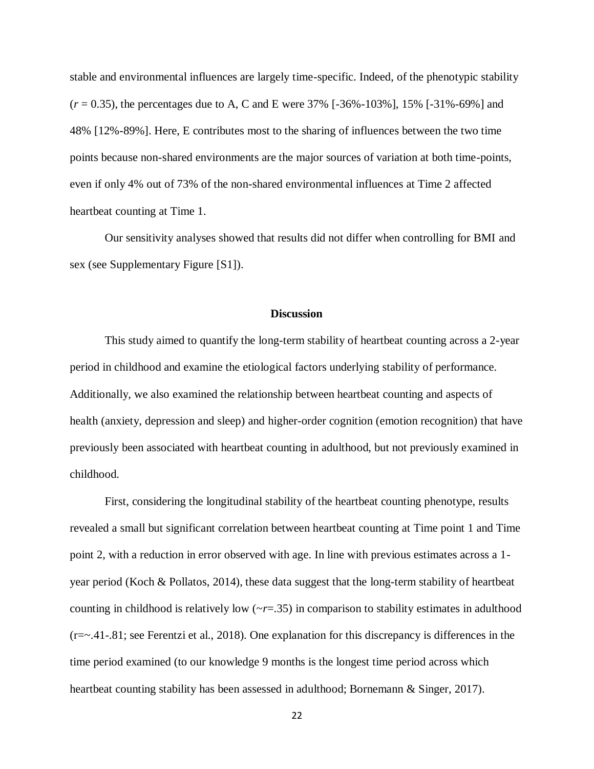stable and environmental influences are largely time-specific. Indeed, of the phenotypic stability ($r = 0.35$), the percentages due to A, C and E were 37% [-36%-103%], 15% [-31%-69%] and 48% [12%-89%]. Here, E contributes most to the sharing of influences between the two time points because non-shared environments are the major sources of variation at both time-points, even if only 4% out of 73% of the non-shared environmental influences at Time 2 affected heartbeat counting at Time 1.

Our sensitivity analyses showed that results did not differ when controlling for BMI and sex (see Supplementary Figure [S1]).

## Discussion

This study aimed to quantify the long-term stability of heartbeat counting across a 2-year period in childhood and examine the etiological factors underlying stability of performance. Additionally, we also examined the relationship between heartbeat counting and aspects of health (anxiety, depression and sleep) and higher-order cognition (emotion recognition) that have previously been associated with heartbeat counting in adulthood, but not previously examined in childhood.

First, considering the longitudinal stability of the heartbeat counting phenotype, results revealed a small but significant correlation between heartbeat counting at Time point 1 and Time point 2, with a reduction in error observed with age. In line with previous estimates across a 1-year period (Koch & Pollatos, 2014), these data suggest that the long-term stability of heartbeat counting in childhood is relatively low ($\sim r$=.35) in comparison to stability estimates in adulthood (r=~.41-.81; see Ferentzi et al., 2018). One explanation for this discrepancy is differences in the time period examined (to our knowledge 9 months is the longest time period across which heartbeat counting stability has been assessed in adulthood; Bornemann & Singer, 2017).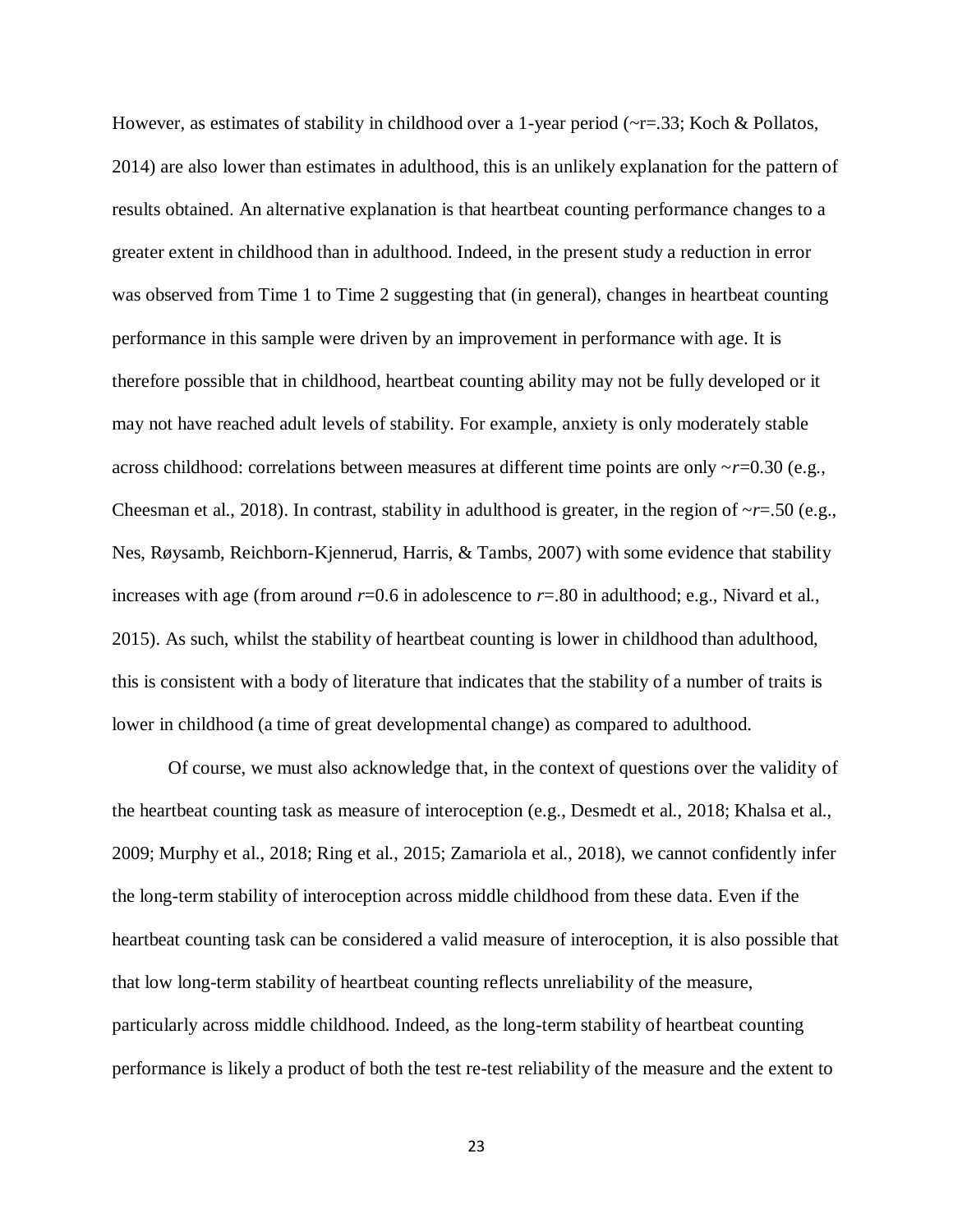However, as estimates of stability in childhood over a 1-year period (~r=.33; Koch & Pollatos, 2014) are also lower than estimates in adulthood, this is an unlikely explanation for the pattern of results obtained. An alternative explanation is that heartbeat counting performance changes to a greater extent in childhood than in adulthood. Indeed, in the present study a reduction in error was observed from Time 1 to Time 2 suggesting that (in general), changes in heartbeat counting performance in this sample were driven by an improvement in performance with age. It is therefore possible that in childhood, heartbeat counting ability may not be fully developed or it may not have reached adult levels of stability. For example, anxiety is only moderately stable across childhood: correlations between measures at different time points are only ~*r*=0.30 (e.g., Cheesman et al., 2018). In contrast, stability in adulthood is greater, in the region of ~*r*=.50 (e.g., Nes, Røysamb, Reichborn-Kjennerud, Harris, & Tambs, 2007) with some evidence that stability increases with age (from around *r*=0.6 in adolescence to *r*=.80 in adulthood; e.g., Nivard et al., 2015). As such, whilst the stability of heartbeat counting is lower in childhood than adulthood, this is consistent with a body of literature that indicates that the stability of a number of traits is lower in childhood (a time of great developmental change) as compared to adulthood.

Of course, we must also acknowledge that, in the context of questions over the validity of the heartbeat counting task as measure of interoception (e.g., Desmedt et al., 2018; Khalsa et al., 2009; Murphy et al., 2018; Ring et al., 2015; Zamariola et al., 2018), we cannot confidently infer the long-term stability of interoception across middle childhood from these data. Even if the heartbeat counting task can be considered a valid measure of interoception, it is also possible that that low long-term stability of heartbeat counting reflects unreliability of the measure, particularly across middle childhood. Indeed, as the long-term stability of heartbeat counting performance is likely a product of both the test re-test reliability of the measure and the extent to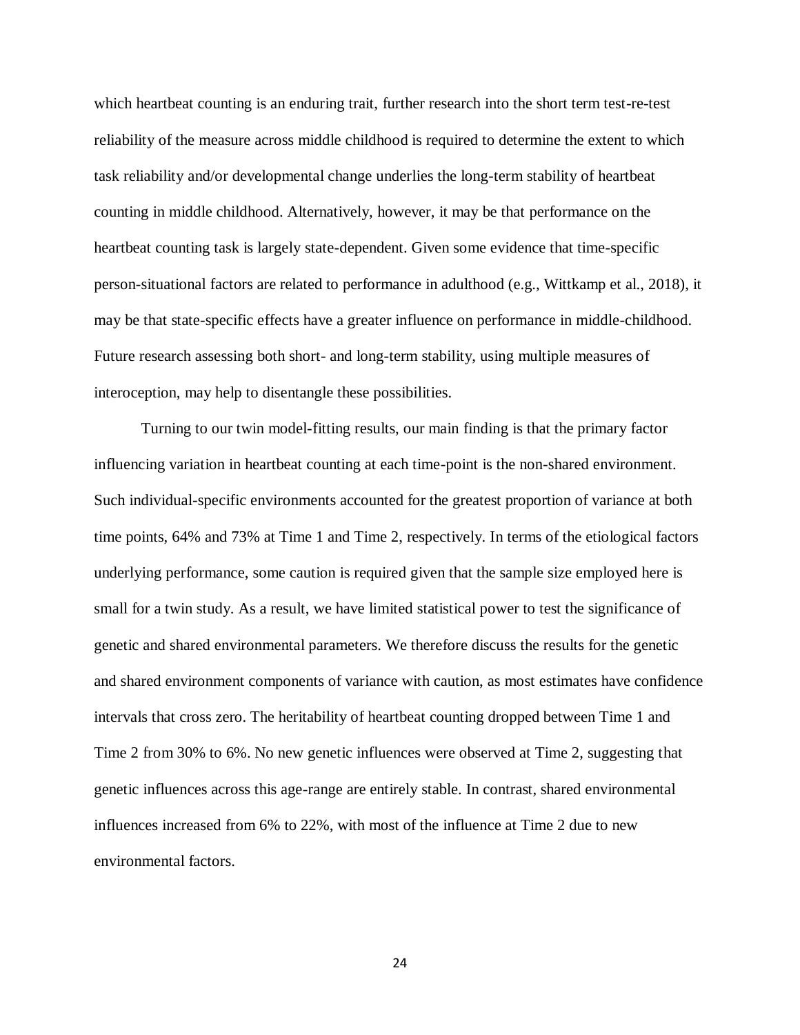which heartbeat counting is an enduring trait, further research into the short term test-re-test reliability of the measure across middle childhood is required to determine the extent to which task reliability and/or developmental change underlies the long-term stability of heartbeat counting in middle childhood. Alternatively, however, it may be that performance on the heartbeat counting task is largely state-dependent. Given some evidence that time-specific person-situational factors are related to performance in adulthood (e.g., Wittkamp et al., 2018), it may be that state-specific effects have a greater influence on performance in middle-childhood. Future research assessing both short- and long-term stability, using multiple measures of interoception, may help to disentangle these possibilities.

Turning to our twin model-fitting results, our main finding is that the primary factor influencing variation in heartbeat counting at each time-point is the non-shared environment. Such individual-specific environments accounted for the greatest proportion of variance at both time points, 64% and 73% at Time 1 and Time 2, respectively. In terms of the etiological factors underlying performance, some caution is required given that the sample size employed here is small for a twin study. As a result, we have limited statistical power to test the significance of genetic and shared environmental parameters. We therefore discuss the results for the genetic and shared environment components of variance with caution, as most estimates have confidence intervals that cross zero. The heritability of heartbeat counting dropped between Time 1 and Time 2 from 30% to 6%. No new genetic influences were observed at Time 2, suggesting that genetic influences across this age-range are entirely stable. In contrast, shared environmental influences increased from 6% to 22%, with most of the influence at Time 2 due to new environmental factors.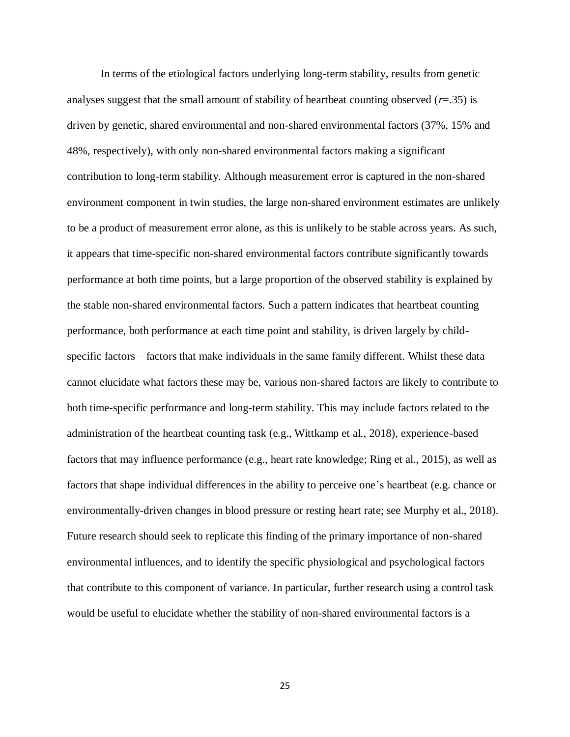In terms of the etiological factors underlying long-term stability, results from genetic analyses suggest that the small amount of stability of heartbeat counting observed ($r$=.35) is driven by genetic, shared environmental and non-shared environmental factors (37%, 15% and 48%, respectively), with only non-shared environmental factors making a significant contribution to long-term stability. Although measurement error is captured in the non-shared environment component in twin studies, the large non-shared environment estimates are unlikely to be a product of measurement error alone, as this is unlikely to be stable across years. As such, it appears that time-specific non-shared environmental factors contribute significantly towards performance at both time points, but a large proportion of the observed stability is explained by the stable non-shared environmental factors. Such a pattern indicates that heartbeat counting performance, both performance at each time point and stability, is driven largely by child-specific factors – factors that make individuals in the same family different. Whilst these data cannot elucidate what factors these may be, various non-shared factors are likely to contribute to both time-specific performance and long-term stability. This may include factors related to the administration of the heartbeat counting task (e.g., Wittkamp et al., 2018), experience-based factors that may influence performance (e.g., heart rate knowledge; Ring et al., 2015), as well as factors that shape individual differences in the ability to perceive one's heartbeat (e.g. chance or environmentally-driven changes in blood pressure or resting heart rate; see Murphy et al., 2018). Future research should seek to replicate this finding of the primary importance of non-shared environmental influences, and to identify the specific physiological and psychological factors that contribute to this component of variance. In particular, further research using a control task would be useful to elucidate whether the stability of non-shared environmental factors is a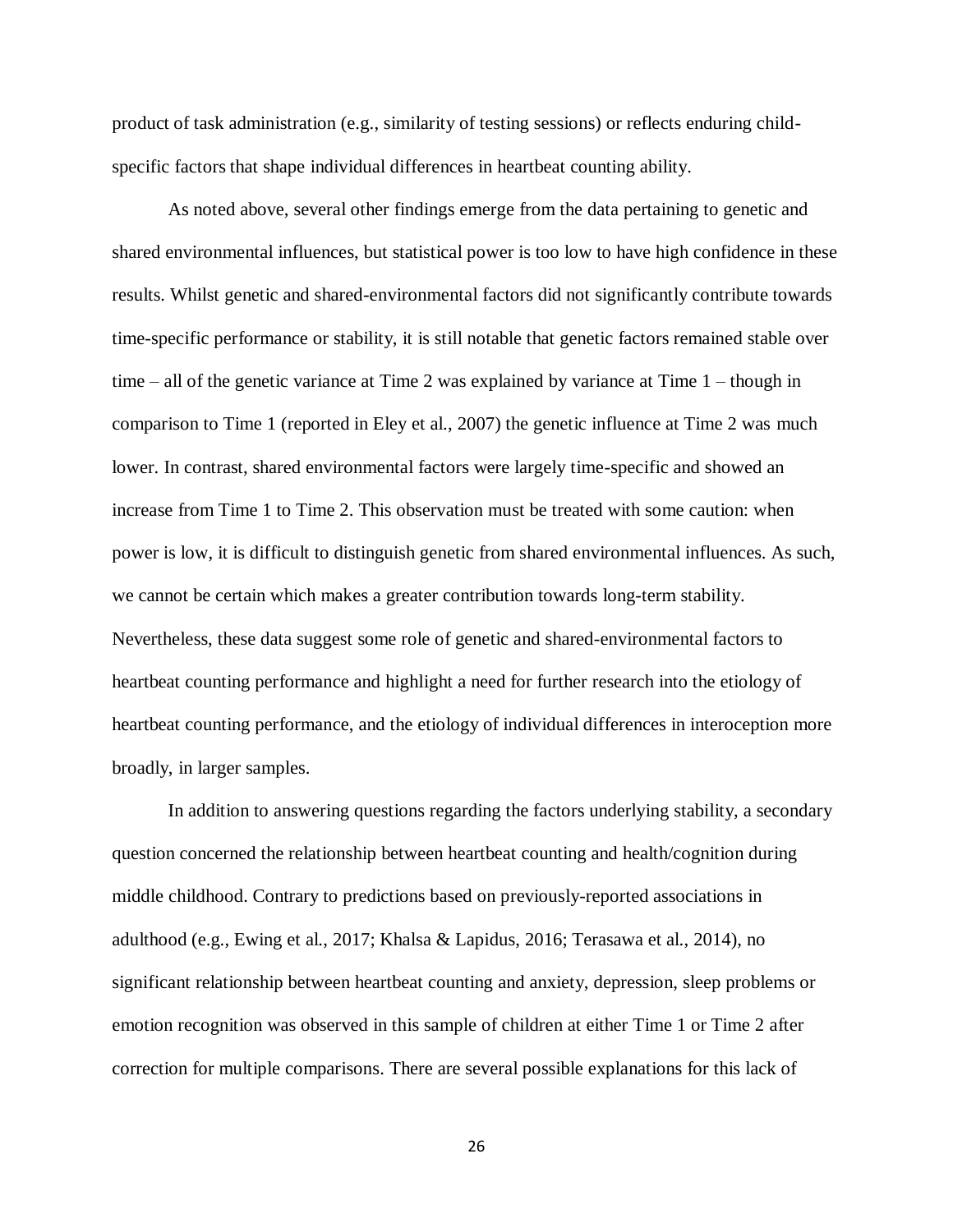product of task administration (e.g., similarity of testing sessions) or reflects enduring child-specific factors that shape individual differences in heartbeat counting ability.

As noted above, several other findings emerge from the data pertaining to genetic and shared environmental influences, but statistical power is too low to have high confidence in these results. Whilst genetic and shared-environmental factors did not significantly contribute towards time-specific performance or stability, it is still notable that genetic factors remained stable over time – all of the genetic variance at Time 2 was explained by variance at Time 1 – though in comparison to Time 1 (reported in Eley et al., 2007) the genetic influence at Time 2 was much lower. In contrast, shared environmental factors were largely time-specific and showed an increase from Time 1 to Time 2. This observation must be treated with some caution: when power is low, it is difficult to distinguish genetic from shared environmental influences. As such, we cannot be certain which makes a greater contribution towards long-term stability. Nevertheless, these data suggest some role of genetic and shared-environmental factors to heartbeat counting performance and highlight a need for further research into the etiology of heartbeat counting performance, and the etiology of individual differences in interoception more broadly, in larger samples.

In addition to answering questions regarding the factors underlying stability, a secondary question concerned the relationship between heartbeat counting and health/cognition during middle childhood. Contrary to predictions based on previously-reported associations in adulthood (e.g., Ewing et al., 2017; Khalsa & Lapidus, 2016; Terasawa et al., 2014), no significant relationship between heartbeat counting and anxiety, depression, sleep problems or emotion recognition was observed in this sample of children at either Time 1 or Time 2 after correction for multiple comparisons. There are several possible explanations for this lack of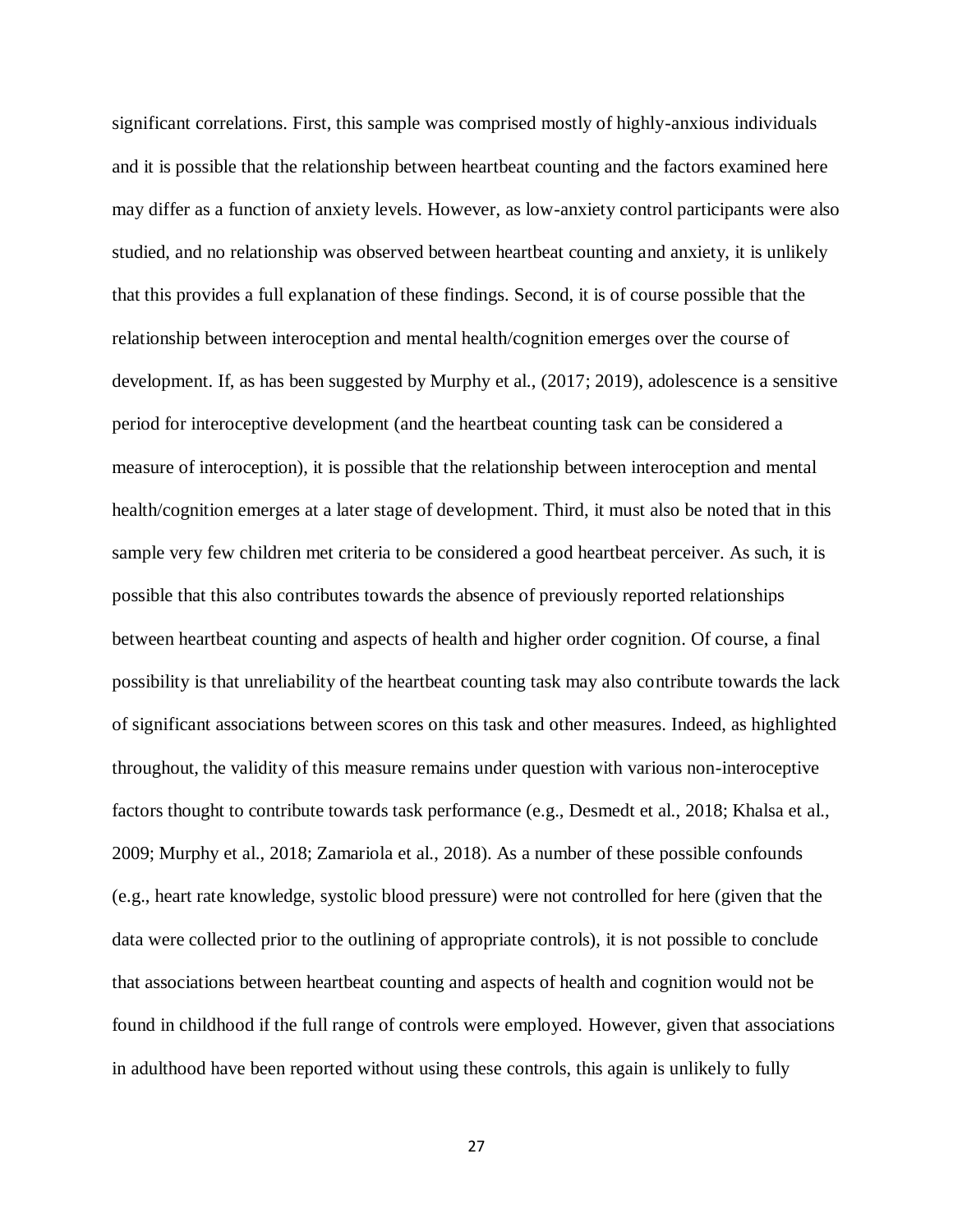significant correlations. First, this sample was comprised mostly of highly-anxious individuals and it is possible that the relationship between heartbeat counting and the factors examined here may differ as a function of anxiety levels. However, as low-anxiety control participants were also studied, and no relationship was observed between heartbeat counting and anxiety, it is unlikely that this provides a full explanation of these findings. Second, it is of course possible that the relationship between interoception and mental health/cognition emerges over the course of development. If, as has been suggested by Murphy et al., (2017; 2019), adolescence is a sensitive period for interoceptive development (and the heartbeat counting task can be considered a measure of interoception), it is possible that the relationship between interoception and mental health/cognition emerges at a later stage of development. Third, it must also be noted that in this sample very few children met criteria to be considered a good heartbeat perceiver. As such, it is possible that this also contributes towards the absence of previously reported relationships between heartbeat counting and aspects of health and higher order cognition. Of course, a final possibility is that unreliability of the heartbeat counting task may also contribute towards the lack of significant associations between scores on this task and other measures. Indeed, as highlighted throughout, the validity of this measure remains under question with various non-interoceptive factors thought to contribute towards task performance (e.g., Desmedt et al., 2018; Khalsa et al., 2009; Murphy et al., 2018; Zamariola et al., 2018). As a number of these possible confounds (e.g., heart rate knowledge, systolic blood pressure) were not controlled for here (given that the data were collected prior to the outlining of appropriate controls), it is not possible to conclude that associations between heartbeat counting and aspects of health and cognition would not be found in childhood if the full range of controls were employed. However, given that associations in adulthood have been reported without using these controls, this again is unlikely to fully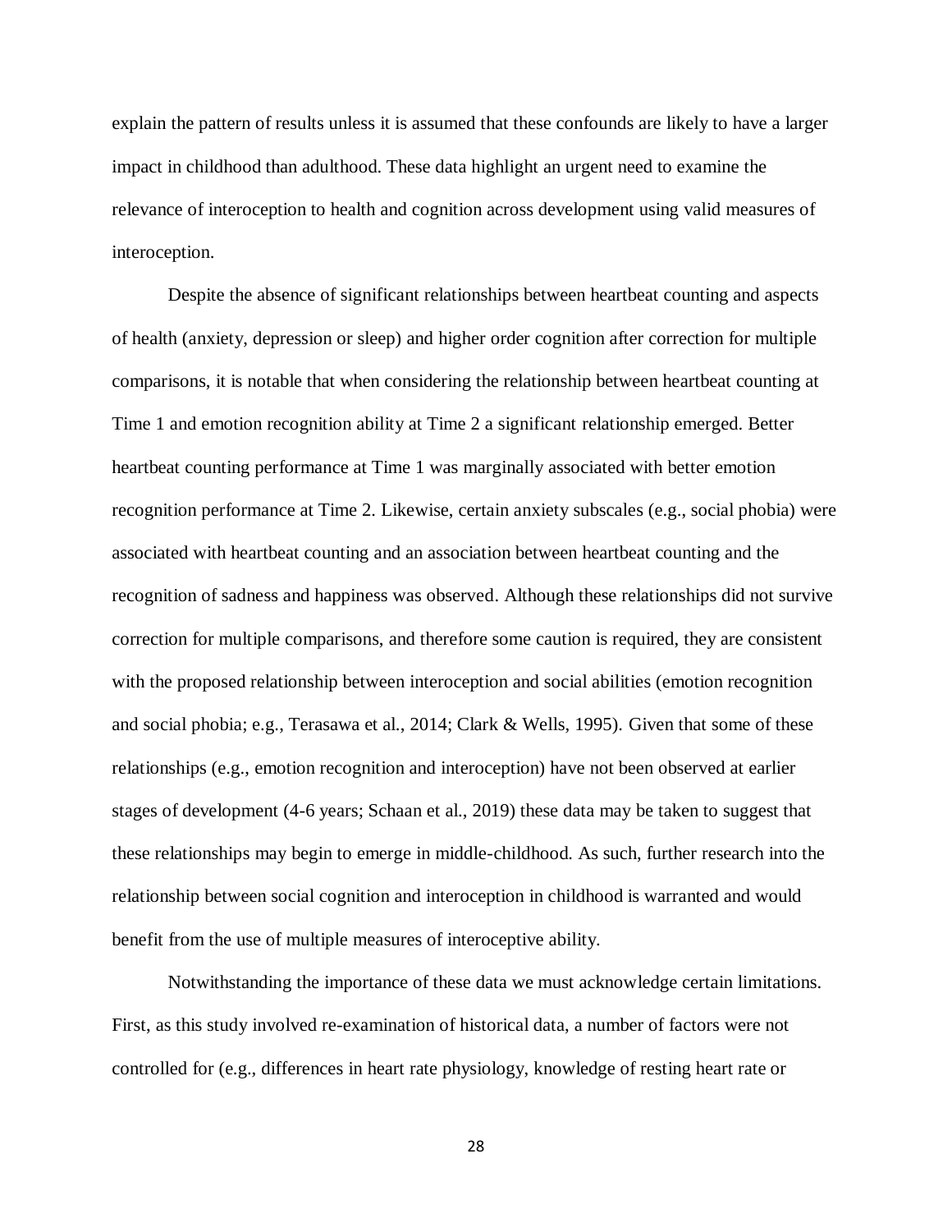explain the pattern of results unless it is assumed that these confounds are likely to have a larger impact in childhood than adulthood. These data highlight an urgent need to examine the relevance of interoception to health and cognition across development using valid measures of interoception.

Despite the absence of significant relationships between heartbeat counting and aspects of health (anxiety, depression or sleep) and higher order cognition after correction for multiple comparisons, it is notable that when considering the relationship between heartbeat counting at Time 1 and emotion recognition ability at Time 2 a significant relationship emerged. Better heartbeat counting performance at Time 1 was marginally associated with better emotion recognition performance at Time 2. Likewise, certain anxiety subscales (e.g., social phobia) were associated with heartbeat counting and an association between heartbeat counting and the recognition of sadness and happiness was observed. Although these relationships did not survive correction for multiple comparisons, and therefore some caution is required, they are consistent with the proposed relationship between interoception and social abilities (emotion recognition and social phobia; e.g., Terasawa et al., 2014; Clark & Wells, 1995). Given that some of these relationships (e.g., emotion recognition and interoception) have not been observed at earlier stages of development (4-6 years; Schaan et al., 2019) these data may be taken to suggest that these relationships may begin to emerge in middle-childhood. As such, further research into the relationship between social cognition and interoception in childhood is warranted and would benefit from the use of multiple measures of interoceptive ability.

Notwithstanding the importance of these data we must acknowledge certain limitations. First, as this study involved re-examination of historical data, a number of factors were not controlled for (e.g., differences in heart rate physiology, knowledge of resting heart rate or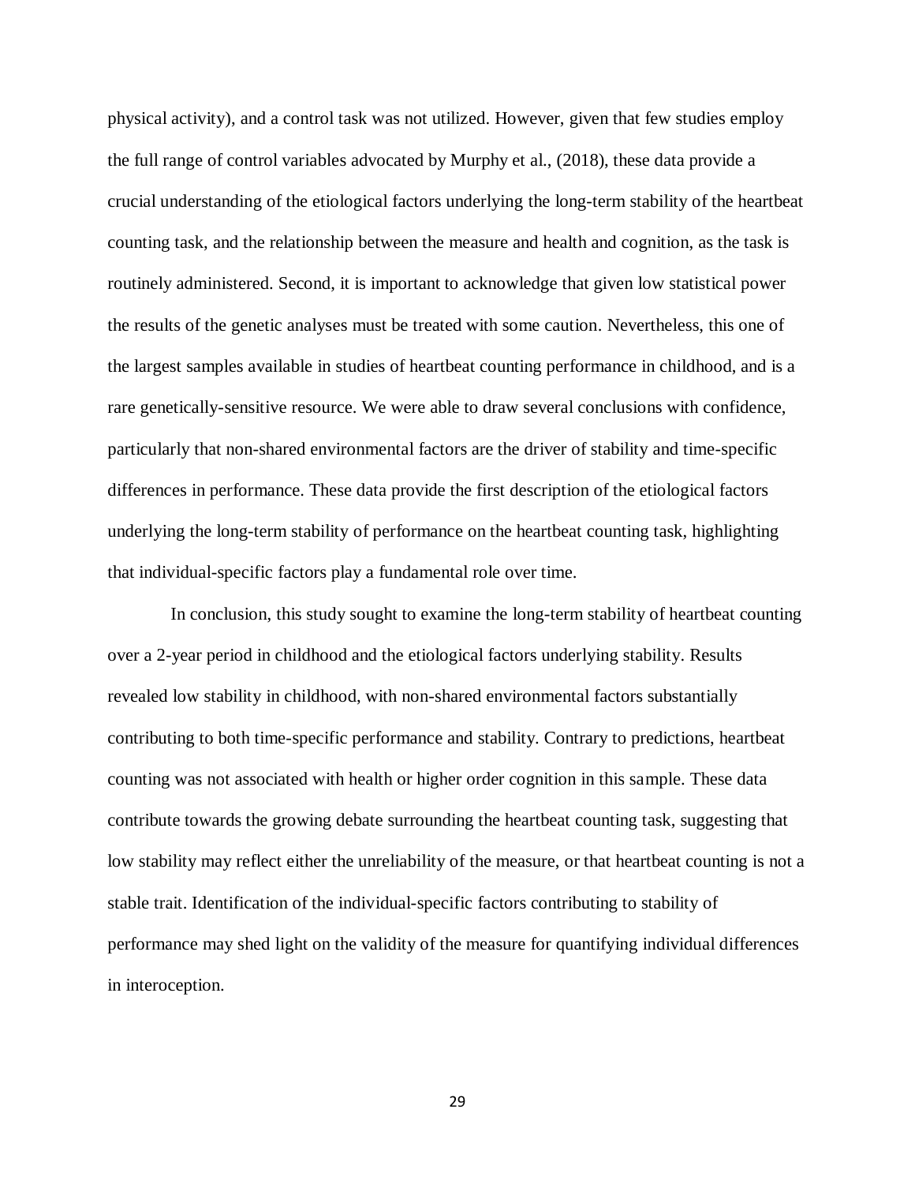physical activity), and a control task was not utilized. However, given that few studies employ the full range of control variables advocated by Murphy et al., (2018), these data provide a crucial understanding of the etiological factors underlying the long-term stability of the heartbeat counting task, and the relationship between the measure and health and cognition, as the task is routinely administered. Second, it is important to acknowledge that given low statistical power the results of the genetic analyses must be treated with some caution. Nevertheless, this one of the largest samples available in studies of heartbeat counting performance in childhood, and is a rare genetically-sensitive resource. We were able to draw several conclusions with confidence, particularly that non-shared environmental factors are the driver of stability and time-specific differences in performance. These data provide the first description of the etiological factors underlying the long-term stability of performance on the heartbeat counting task, highlighting that individual-specific factors play a fundamental role over time.

In conclusion, this study sought to examine the long-term stability of heartbeat counting over a 2-year period in childhood and the etiological factors underlying stability. Results revealed low stability in childhood, with non-shared environmental factors substantially contributing to both time-specific performance and stability. Contrary to predictions, heartbeat counting was not associated with health or higher order cognition in this sample. These data contribute towards the growing debate surrounding the heartbeat counting task, suggesting that low stability may reflect either the unreliability of the measure, or that heartbeat counting is not a stable trait. Identification of the individual-specific factors contributing to stability of performance may shed light on the validity of the measure for quantifying individual differences in interoception.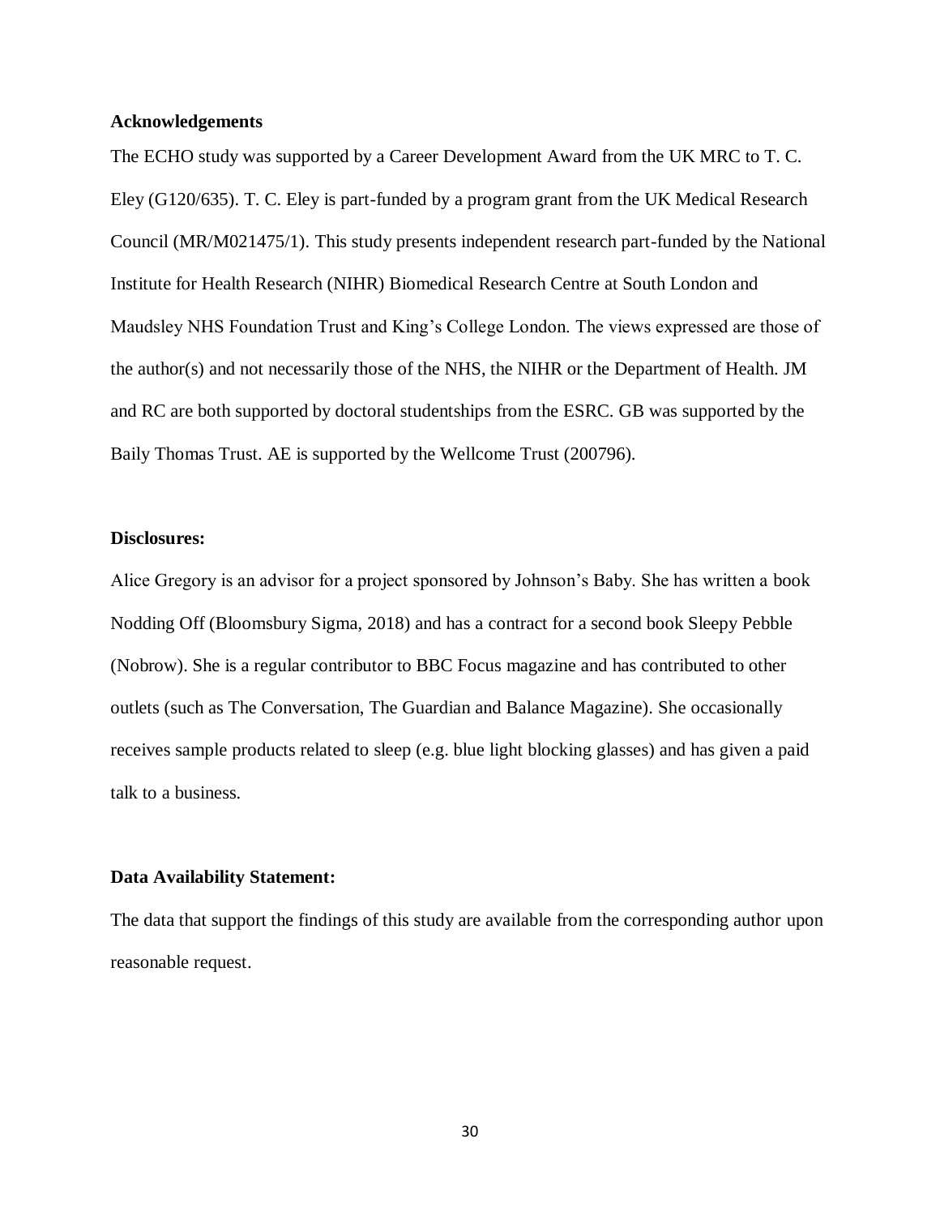**Acknowledgements**

The ECHO study was supported by a Career Development Award from the UK MRC to T. C. Eley (G120/635). T. C. Eley is part-funded by a program grant from the UK Medical Research Council (MR/M021475/1). This study presents independent research part-funded by the National Institute for Health Research (NIHR) Biomedical Research Centre at South London and Maudsley NHS Foundation Trust and King's College London. The views expressed are those of the author(s) and not necessarily those of the NHS, the NIHR or the Department of Health. JM and RC are both supported by doctoral studentships from the ESRC. GB was supported by the Baily Thomas Trust. AE is supported by the Wellcome Trust (200796).

**Disclosures:**

Alice Gregory is an advisor for a project sponsored by Johnson's Baby. She has written a book Nodding Off (Bloomsbury Sigma, 2018) and has a contract for a second book Sleepy Pebble (Nobrow). She is a regular contributor to BBC Focus magazine and has contributed to other outlets (such as The Conversation, The Guardian and Balance Magazine). She occasionally receives sample products related to sleep (e.g. blue light blocking glasses) and has given a paid talk to a business.

**Data Availability Statement:**

The data that support the findings of this study are available from the corresponding author upon reasonable request.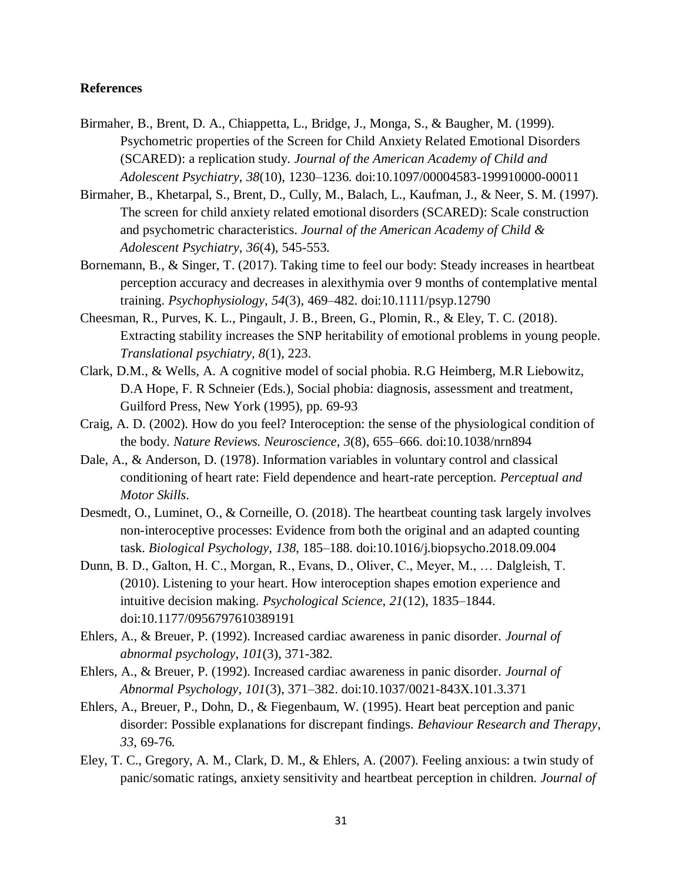**References**

Birmaher, B., Brent, D. A., Chiappetta, L., Bridge, J., Monga, S., & Baugher, M. (1999). Psychometric properties of the Screen for Child Anxiety Related Emotional Disorders (SCARED): a replication study. *Journal of the American Academy of Child and Adolescent Psychiatry*, *38*(10), 1230–1236. doi:10.1097/00004583-199910000-00011

Birmaher, B., Khetarpal, S., Brent, D., Cully, M., Balach, L., Kaufman, J., & Neer, S. M. (1997). The screen for child anxiety related emotional disorders (SCARED): Scale construction and psychometric characteristics. *Journal of the American Academy of Child & Adolescent Psychiatry*, *36*(4), 545-553.

Bornemann, B., & Singer, T. (2017). Taking time to feel our body: Steady increases in heartbeat perception accuracy and decreases in alexithymia over 9 months of contemplative mental training. *Psychophysiology*, *54*(3), 469–482. doi:10.1111/psyp.12790

Cheesman, R., Purves, K. L., Pingault, J. B., Breen, G., Plomin, R., & Eley, T. C. (2018). Extracting stability increases the SNP heritability of emotional problems in young people. *Translational psychiatry*, *8*(1), 223.

Clark, D.M., & Wells, A. A cognitive model of social phobia. R.G Heimberg, M.R Liebowitz, D.A Hope, F. R Schneier (Eds.), Social phobia: diagnosis, assessment and treatment, Guilford Press, New York (1995), pp. 69-93

Craig, A. D. (2002). How do you feel? Interoception: the sense of the physiological condition of the body. *Nature Reviews. Neuroscience*, *3*(8), 655–666. doi:10.1038/nrn894

Dale, A., & Anderson, D. (1978). Information variables in voluntary control and classical conditioning of heart rate: Field dependence and heart-rate perception. *Perceptual and Motor Skills*.

Desmedt, O., Luminet, O., & Corneille, O. (2018). The heartbeat counting task largely involves non-interoceptive processes: Evidence from both the original and an adapted counting task. *Biological Psychology*, *138*, 185–188. doi:10.1016/j.biopsycho.2018.09.004

Dunn, B. D., Galton, H. C., Morgan, R., Evans, D., Oliver, C., Meyer, M., … Dalgleish, T. (2010). Listening to your heart. How interoception shapes emotion experience and intuitive decision making. *Psychological Science*, *21*(12), 1835–1844. doi:10.1177/0956797610389191

Ehlers, A., & Breuer, P. (1992). Increased cardiac awareness in panic disorder. *Journal of abnormal psychology*, *101*(3), 371-382.

Ehlers, A., & Breuer, P. (1992). Increased cardiac awareness in panic disorder. *Journal of Abnormal Psychology*, *101*(3), 371–382. doi:10.1037/0021-843X.101.3.371

Ehlers, A., Breuer, P., Dohn, D., & Fiegenbaum, W. (1995). Heart beat perception and panic disorder: Possible explanations for discrepant findings. *Behaviour Research and Therapy*, *33*, 69-76.

Eley, T. C., Gregory, A. M., Clark, D. M., & Ehlers, A. (2007). Feeling anxious: a twin study of panic/somatic ratings, anxiety sensitivity and heartbeat perception in children. *Journal of*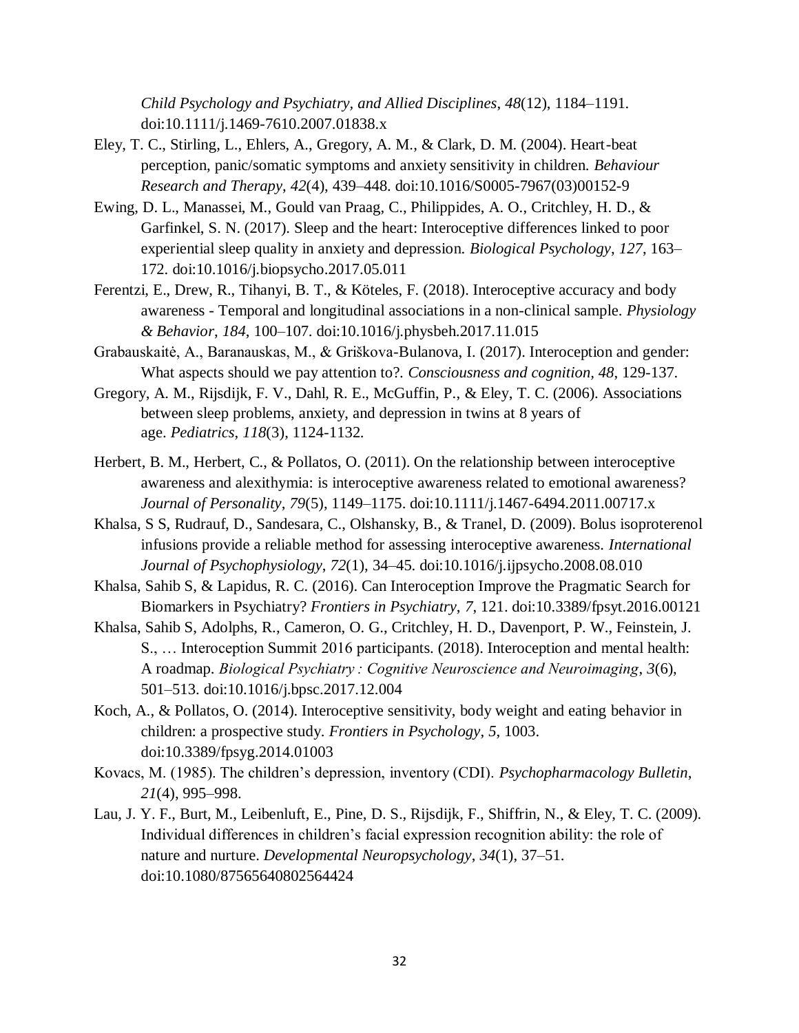*Child Psychology and Psychiatry, and Allied Disciplines*, *48*(12), 1184–1191. doi:10.1111/j.1469-7610.2007.01838.x

Eley, T. C., Stirling, L., Ehlers, A., Gregory, A. M., & Clark, D. M. (2004). Heart-beat perception, panic/somatic symptoms and anxiety sensitivity in children. *Behaviour Research and Therapy*, *42*(4), 439–448. doi:10.1016/S0005-7967(03)00152-9

Ewing, D. L., Manassei, M., Gould van Praag, C., Philippides, A. O., Critchley, H. D., & Garfinkel, S. N. (2017). Sleep and the heart: Interoceptive differences linked to poor experiential sleep quality in anxiety and depression. *Biological Psychology*, *127*, 163–172. doi:10.1016/j.biopsycho.2017.05.011

Ferentzi, E., Drew, R., Tihanyi, B. T., & Köteles, F. (2018). Interoceptive accuracy and body awareness - Temporal and longitudinal associations in a non-clinical sample. *Physiology & Behavior*, *184*, 100–107. doi:10.1016/j.physbeh.2017.11.015

Grabauskaitė, A., Baranauskas, M., & Griškova-Bulanova, I. (2017). Interoception and gender: What aspects should we pay attention to?. *Consciousness and cognition*, *48*, 129-137.

Gregory, A. M., Rijsdijk, F. V., Dahl, R. E., McGuffin, P., & Eley, T. C. (2006). Associations between sleep problems, anxiety, and depression in twins at 8 years of age. *Pediatrics*, *118*(3), 1124-1132.

Herbert, B. M., Herbert, C., & Pollatos, O. (2011). On the relationship between interoceptive awareness and alexithymia: is interoceptive awareness related to emotional awareness? *Journal of Personality*, *79*(5), 1149–1175. doi:10.1111/j.1467-6494.2011.00717.x

Khalsa, S S, Rudrauf, D., Sandesara, C., Olshansky, B., & Tranel, D. (2009). Bolus isoproterenol infusions provide a reliable method for assessing interoceptive awareness. *International Journal of Psychophysiology*, *72*(1), 34–45. doi:10.1016/j.ijpsycho.2008.08.010

Khalsa, Sahib S, & Lapidus, R. C. (2016). Can Interoception Improve the Pragmatic Search for Biomarkers in Psychiatry? *Frontiers in Psychiatry*, *7*, 121. doi:10.3389/fpsyt.2016.00121

Khalsa, Sahib S, Adolphs, R., Cameron, O. G., Critchley, H. D., Davenport, P. W., Feinstein, J. S., … Interoception Summit 2016 participants. (2018). Interoception and mental health: A roadmap. *Biological Psychiatry : Cognitive Neuroscience and Neuroimaging*, *3*(6), 501–513. doi:10.1016/j.bpsc.2017.12.004

Koch, A., & Pollatos, O. (2014). Interoceptive sensitivity, body weight and eating behavior in children: a prospective study. *Frontiers in Psychology*, *5*, 1003. doi:10.3389/fpsyg.2014.01003

Kovacs, M. (1985). The children's depression, inventory (CDI). *Psychopharmacology Bulletin*, *21*(4), 995–998.

Lau, J. Y. F., Burt, M., Leibenluft, E., Pine, D. S., Rijsdijk, F., Shiffrin, N., & Eley, T. C. (2009). Individual differences in children's facial expression recognition ability: the role of nature and nurture. *Developmental Neuropsychology*, *34*(1), 37–51. doi:10.1080/87565640802564424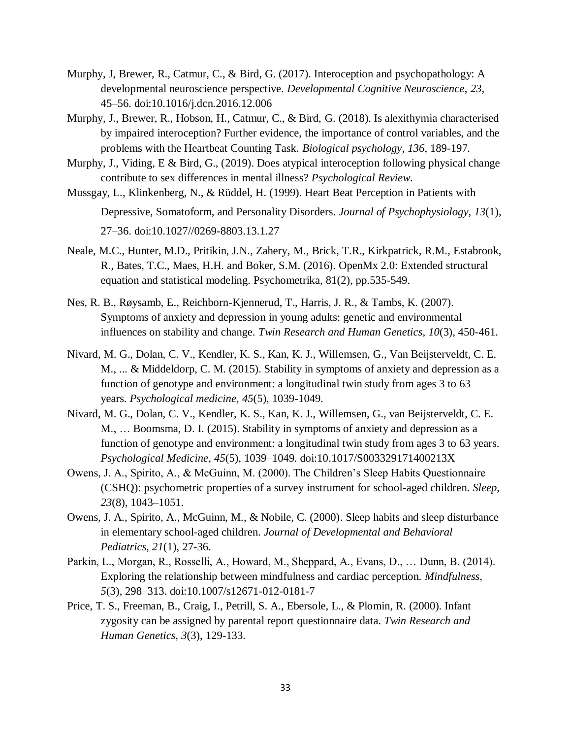Murphy, J, Brewer, R., Catmur, C., & Bird, G. (2017). Interoception and psychopathology: A developmental neuroscience perspective. *Developmental Cognitive Neuroscience*, *23*, 45–56. doi:10.1016/j.dcn.2016.12.006

Murphy, J., Brewer, R., Hobson, H., Catmur, C., & Bird, G. (2018). Is alexithymia characterised by impaired interoception? Further evidence, the importance of control variables, and the problems with the Heartbeat Counting Task. *Biological psychology*, *136*, 189-197.

Murphy, J., Viding, E & Bird, G., (2019). Does atypical interoception following physical change contribute to sex differences in mental illness? *Psychological Review.*

Mussgay, L., Klinkenberg, N., & Rüddel, H. (1999). Heart Beat Perception in Patients with Depressive, Somatoform, and Personality Disorders. *Journal of Psychophysiology*, *13*(1), 27–36. doi:10.1027//0269-8803.13.1.27

Neale, M.C., Hunter, M.D., Pritikin, J.N., Zahery, M., Brick, T.R., Kirkpatrick, R.M., Estabrook, R., Bates, T.C., Maes, H.H. and Boker, S.M. (2016). OpenMx 2.0: Extended structural equation and statistical modeling. Psychometrika, 81(2), pp.535-549.

Nes, R. B., Røysamb, E., Reichborn-Kjennerud, T., Harris, J. R., & Tambs, K. (2007). Symptoms of anxiety and depression in young adults: genetic and environmental influences on stability and change. *Twin Research and Human Genetics*, *10*(3), 450-461.

Nivard, M. G., Dolan, C. V., Kendler, K. S., Kan, K. J., Willemsen, G., Van Beijsterveldt, C. E. M., ... & Middeldorp, C. M. (2015). Stability in symptoms of anxiety and depression as a function of genotype and environment: a longitudinal twin study from ages 3 to 63 years. *Psychological medicine*, *45*(5), 1039-1049.

Nivard, M. G., Dolan, C. V., Kendler, K. S., Kan, K. J., Willemsen, G., van Beijsterveldt, C. E. M., … Boomsma, D. I. (2015). Stability in symptoms of anxiety and depression as a function of genotype and environment: a longitudinal twin study from ages 3 to 63 years. *Psychological Medicine*, *45*(5), 1039–1049. doi:10.1017/S003329171400213X

Owens, J. A., Spirito, A., & McGuinn, M. (2000). The Children's Sleep Habits Questionnaire (CSHQ): psychometric properties of a survey instrument for school-aged children. *Sleep*, *23*(8), 1043–1051.

Owens, J. A., Spirito, A., McGuinn, M., & Nobile, C. (2000). Sleep habits and sleep disturbance in elementary school-aged children. *Journal of Developmental and Behavioral Pediatrics*, *21*(1), 27-36.

Parkin, L., Morgan, R., Rosselli, A., Howard, M., Sheppard, A., Evans, D., … Dunn, B. (2014). Exploring the relationship between mindfulness and cardiac perception. *Mindfulness*, *5*(3), 298–313. doi:10.1007/s12671-012-0181-7

Price, T. S., Freeman, B., Craig, I., Petrill, S. A., Ebersole, L., & Plomin, R. (2000). Infant zygosity can be assigned by parental report questionnaire data. *Twin Research and Human Genetics*, *3*(3), 129-133.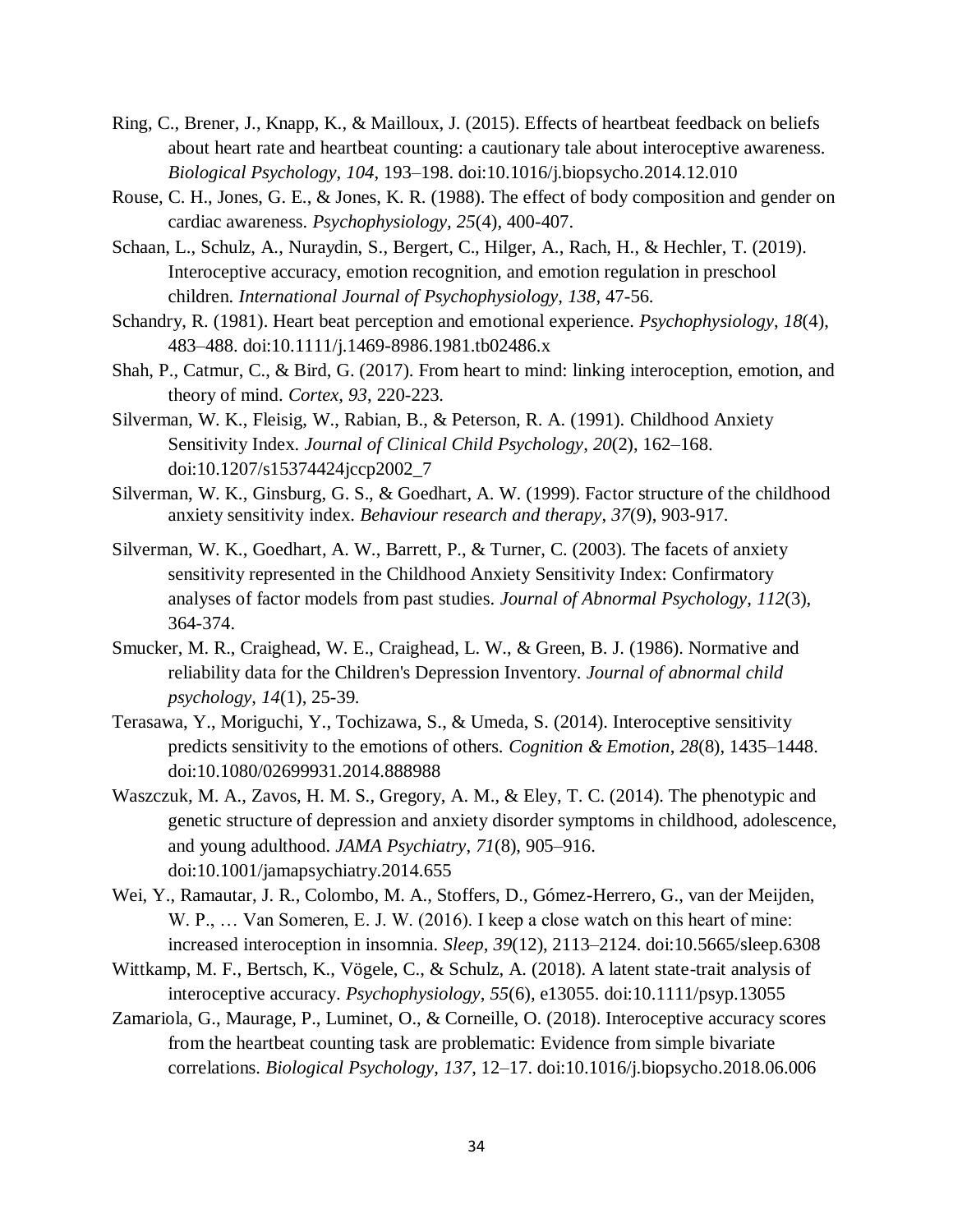Ring, C., Brener, J., Knapp, K., & Mailloux, J. (2015). Effects of heartbeat feedback on beliefs about heart rate and heartbeat counting: a cautionary tale about interoceptive awareness. *Biological Psychology*, *104*, 193–198. doi:10.1016/j.biopsycho.2014.12.010

Rouse, C. H., Jones, G. E., & Jones, K. R. (1988). The effect of body composition and gender on cardiac awareness. *Psychophysiology, 25*(4), 400-407.

Schaan, L., Schulz, A., Nuraydin, S., Bergert, C., Hilger, A., Rach, H., & Hechler, T. (2019). Interoceptive accuracy, emotion recognition, and emotion regulation in preschool children. *International Journal of Psychophysiology, 138,* 47-56.

Schandry, R. (1981). Heart beat perception and emotional experience. *Psychophysiology*, *18*(4), 483–488. doi:10.1111/j.1469-8986.1981.tb02486.x

Shah, P., Catmur, C., & Bird, G. (2017). From heart to mind: linking interoception, emotion, and theory of mind. *Cortex, 93,* 220-223.

Silverman, W. K., Fleisig, W., Rabian, B., & Peterson, R. A. (1991). Childhood Anxiety Sensitivity Index. *Journal of Clinical Child Psychology*, *20*(2), 162–168. doi:10.1207/s15374424jccp2002_7

Silverman, W. K., Ginsburg, G. S., & Goedhart, A. W. (1999). Factor structure of the childhood anxiety sensitivity index. *Behaviour research and therapy*, *37*(9), 903-917.

Silverman, W. K., Goedhart, A. W., Barrett, P., & Turner, C. (2003). The facets of anxiety sensitivity represented in the Childhood Anxiety Sensitivity Index: Confirmatory analyses of factor models from past studies. *Journal of Abnormal Psychology*, *112*(3), 364-374.

Smucker, M. R., Craighead, W. E., Craighead, L. W., & Green, B. J. (1986). Normative and reliability data for the Children's Depression Inventory. *Journal of abnormal child psychology*, *14*(1), 25-39.

Terasawa, Y., Moriguchi, Y., Tochizawa, S., & Umeda, S. (2014). Interoceptive sensitivity predicts sensitivity to the emotions of others. *Cognition & Emotion*, *28*(8), 1435–1448. doi:10.1080/02699931.2014.888988

Waszczuk, M. A., Zavos, H. M. S., Gregory, A. M., & Eley, T. C. (2014). The phenotypic and genetic structure of depression and anxiety disorder symptoms in childhood, adolescence, and young adulthood. *JAMA Psychiatry*, *71*(8), 905–916. doi:10.1001/jamapsychiatry.2014.655

Wei, Y., Ramautar, J. R., Colombo, M. A., Stoffers, D., Gómez-Herrero, G., van der Meijden, W. P., … Van Someren, E. J. W. (2016). I keep a close watch on this heart of mine: increased interoception in insomnia. *Sleep*, *39*(12), 2113–2124. doi:10.5665/sleep.6308

Wittkamp, M. F., Bertsch, K., Vögele, C., & Schulz, A. (2018). A latent state-trait analysis of interoceptive accuracy. *Psychophysiology*, *55*(6), e13055. doi:10.1111/psyp.13055

Zamariola, G., Maurage, P., Luminet, O., & Corneille, O. (2018). Interoceptive accuracy scores from the heartbeat counting task are problematic: Evidence from simple bivariate correlations. *Biological Psychology*, *137*, 12–17. doi:10.1016/j.biopsycho.2018.06.006